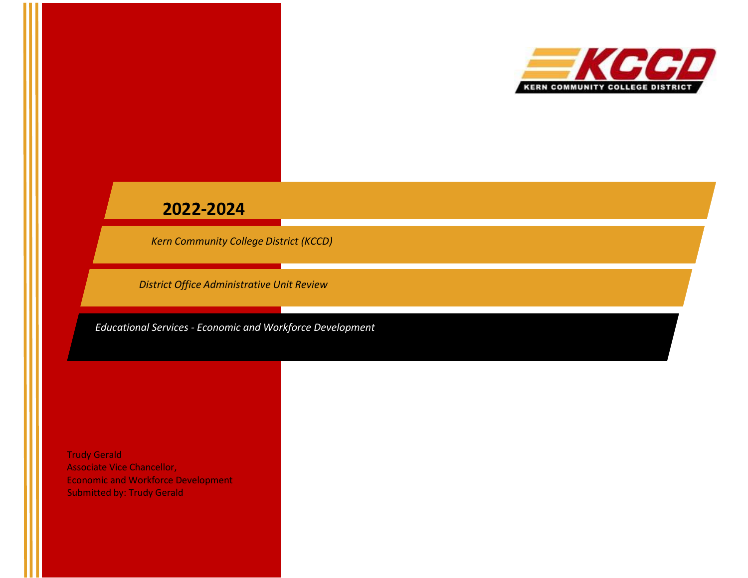KERN COMMUNITY COLLEGE DISTRICT

# 2022-2024

*Kern Community College District (KCCD)*

*District Office Administrative Unit Review*

*Educational Services - Economic and Workforce Development*

Trudy Gerald
Associate Vice Chancellor,
Economic and Workforce Development
Submitted by: Trudy Gerald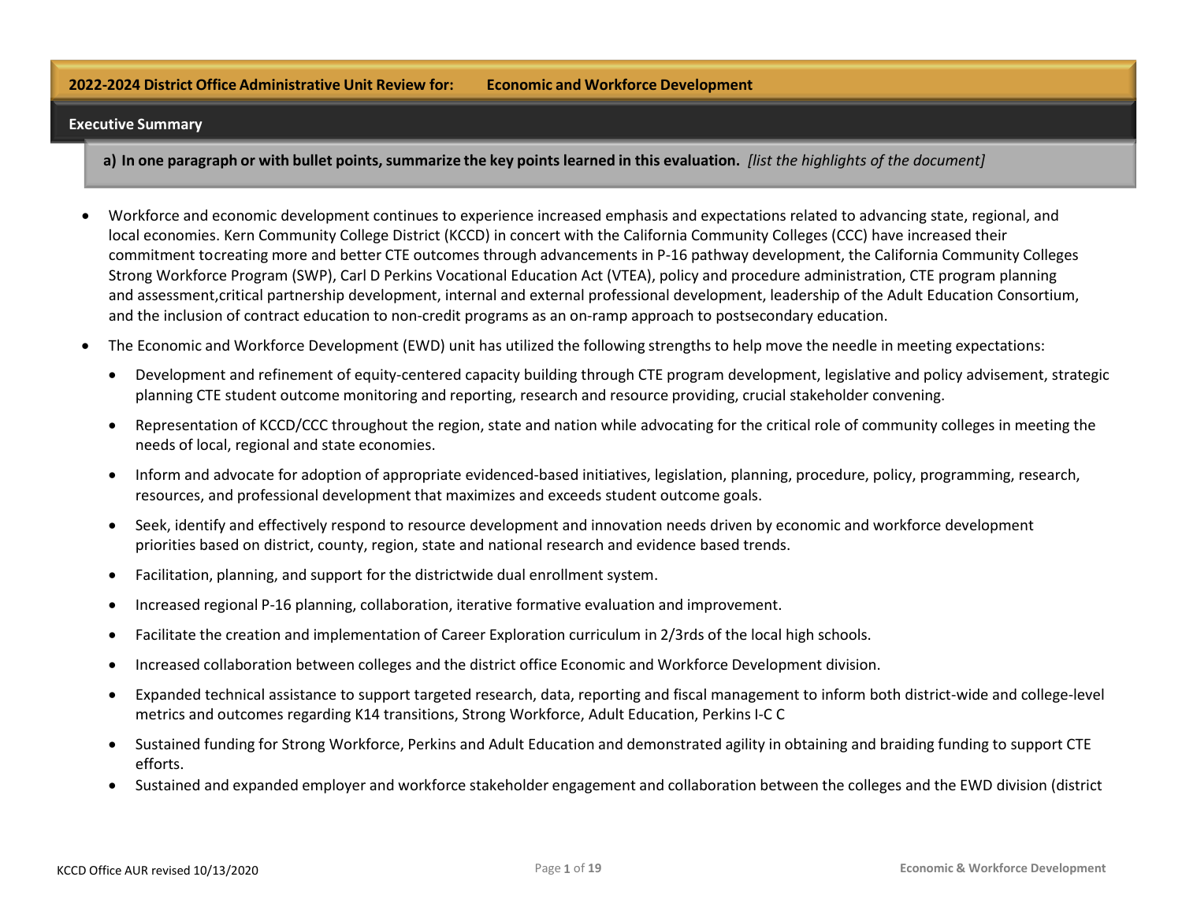**2022-2024 District Office Administrative Unit Review for: Economic and Workforce Development**

## Executive Summary

**a) In one paragraph or with bullet points, summarize the key points learned in this evaluation.** *[list the highlights of the document]*

- Workforce and economic development continues to experience increased emphasis and expectations related to advancing state, regional, and local economies. Kern Community College District (KCCD) in concert with the California Community Colleges (CCC) have increased their commitment tocreating more and better CTE outcomes through advancements in P-16 pathway development, the California Community Colleges Strong Workforce Program (SWP), Carl D Perkins Vocational Education Act (VTEA), policy and procedure administration, CTE program planning and assessment,critical partnership development, internal and external professional development, leadership of the Adult Education Consortium, and the inclusion of contract education to non-credit programs as an on-ramp approach to postsecondary education.
- The Economic and Workforce Development (EWD) unit has utilized the following strengths to help move the needle in meeting expectations:
  - Development and refinement of equity-centered capacity building through CTE program development, legislative and policy advisement, strategic planning CTE student outcome monitoring and reporting, research and resource providing, crucial stakeholder convening.
  - Representation of KCCD/CCC throughout the region, state and nation while advocating for the critical role of community colleges in meeting the needs of local, regional and state economies.
  - Inform and advocate for adoption of appropriate evidenced-based initiatives, legislation, planning, procedure, policy, programming, research, resources, and professional development that maximizes and exceeds student outcome goals.
  - Seek, identify and effectively respond to resource development and innovation needs driven by economic and workforce development priorities based on district, county, region, state and national research and evidence based trends.
  - Facilitation, planning, and support for the districtwide dual enrollment system.
  - Increased regional P-16 planning, collaboration, iterative formative evaluation and improvement.
  - Facilitate the creation and implementation of Career Exploration curriculum in 2/3rds of the local high schools.
  - Increased collaboration between colleges and the district office Economic and Workforce Development division.
  - Expanded technical assistance to support targeted research, data, reporting and fiscal management to inform both district-wide and college-level metrics and outcomes regarding K14 transitions, Strong Workforce, Adult Education, Perkins I-C C
  - Sustained funding for Strong Workforce, Perkins and Adult Education and demonstrated agility in obtaining and braiding funding to support CTE efforts.
  - Sustained and expanded employer and workforce stakeholder engagement and collaboration between the colleges and the EWD division (district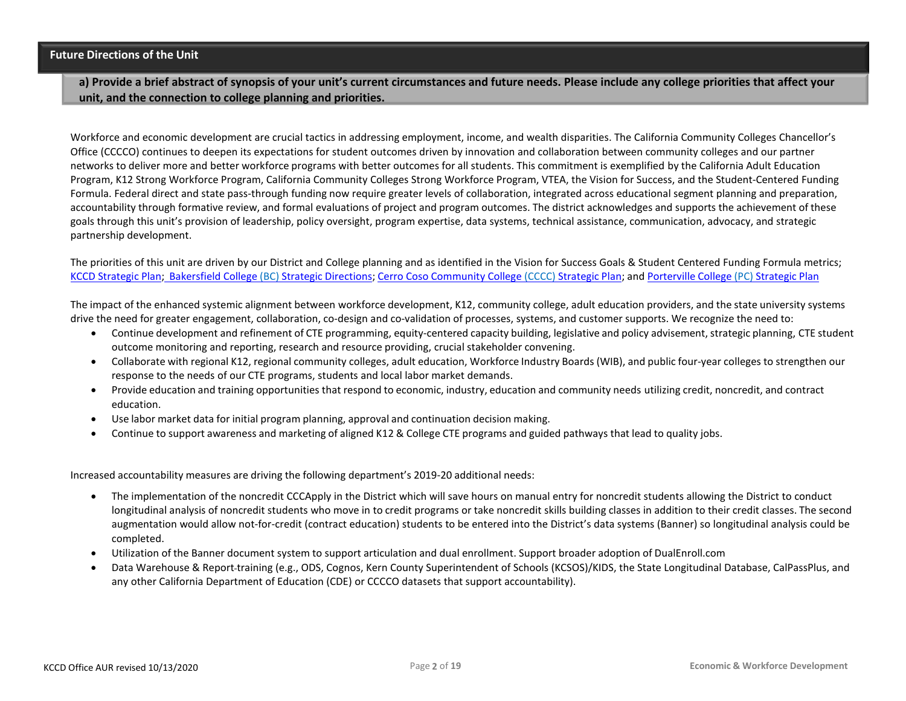## Future Directions of the Unit

**a) Provide a brief abstract of synopsis of your unit's current circumstances and future needs. Please include any college priorities that affect your unit, and the connection to college planning and priorities.**

Workforce and economic development are crucial tactics in addressing employment, income, and wealth disparities. The California Community Colleges Chancellor's Office (CCCCO) continues to deepen its expectations for student outcomes driven by innovation and collaboration between community colleges and our partner networks to deliver more and better workforce programs with better outcomes for all students. This commitment is exemplified by the California Adult Education Program, K12 Strong Workforce Program, California Community Colleges Strong Workforce Program, VTEA, the Vision for Success, and the Student-Centered Funding Formula. Federal direct and state pass-through funding now require greater levels of collaboration, integrated across educational segment planning and preparation, accountability through formative review, and formal evaluations of project and program outcomes. The district acknowledges and supports the achievement of these goals through this unit's provision of leadership, policy oversight, program expertise, data systems, technical assistance, communication, advocacy, and strategic partnership development.

The priorities of this unit are driven by our District and College planning and as identified in the Vision for Success Goals & Student Centered Funding Formula metrics; KCCD Strategic Plan; Bakersfield College (BC) Strategic Directions; Cerro Coso Community College (CCCC) Strategic Plan; and Porterville College (PC) Strategic Plan

The impact of the enhanced systemic alignment between workforce development, K12, community college, adult education providers, and the state university systems drive the need for greater engagement, collaboration, co-design and co-validation of processes, systems, and customer supports. We recognize the need to:

- Continue development and refinement of CTE programming, equity-centered capacity building, legislative and policy advisement, strategic planning, CTE student outcome monitoring and reporting, research and resource providing, crucial stakeholder convening.
- Collaborate with regional K12, regional community colleges, adult education, Workforce Industry Boards (WIB), and public four-year colleges to strengthen our response to the needs of our CTE programs, students and local labor market demands.
- Provide education and training opportunities that respond to economic, industry, education and community needs utilizing credit, noncredit, and contract education.
- Use labor market data for initial program planning, approval and continuation decision making.
- Continue to support awareness and marketing of aligned K12 & College CTE programs and guided pathways that lead to quality jobs.

Increased accountability measures are driving the following department's 2019-20 additional needs:

- The implementation of the noncredit CCCApply in the District which will save hours on manual entry for noncredit students allowing the District to conduct longitudinal analysis of noncredit students who move in to credit programs or take noncredit skills building classes in addition to their credit classes. The second augmentation would allow not-for-credit (contract education) students to be entered into the District's data systems (Banner) so longitudinal analysis could be completed.
- Utilization of the Banner document system to support articulation and dual enrollment. Support broader adoption of DualEnroll.com
- Data Warehouse & Report-training (e.g., ODS, Cognos, Kern County Superintendent of Schools (KCSOS)/KIDS, the State Longitudinal Database, CalPassPlus, and any other California Department of Education (CDE) or CCCCO datasets that support accountability).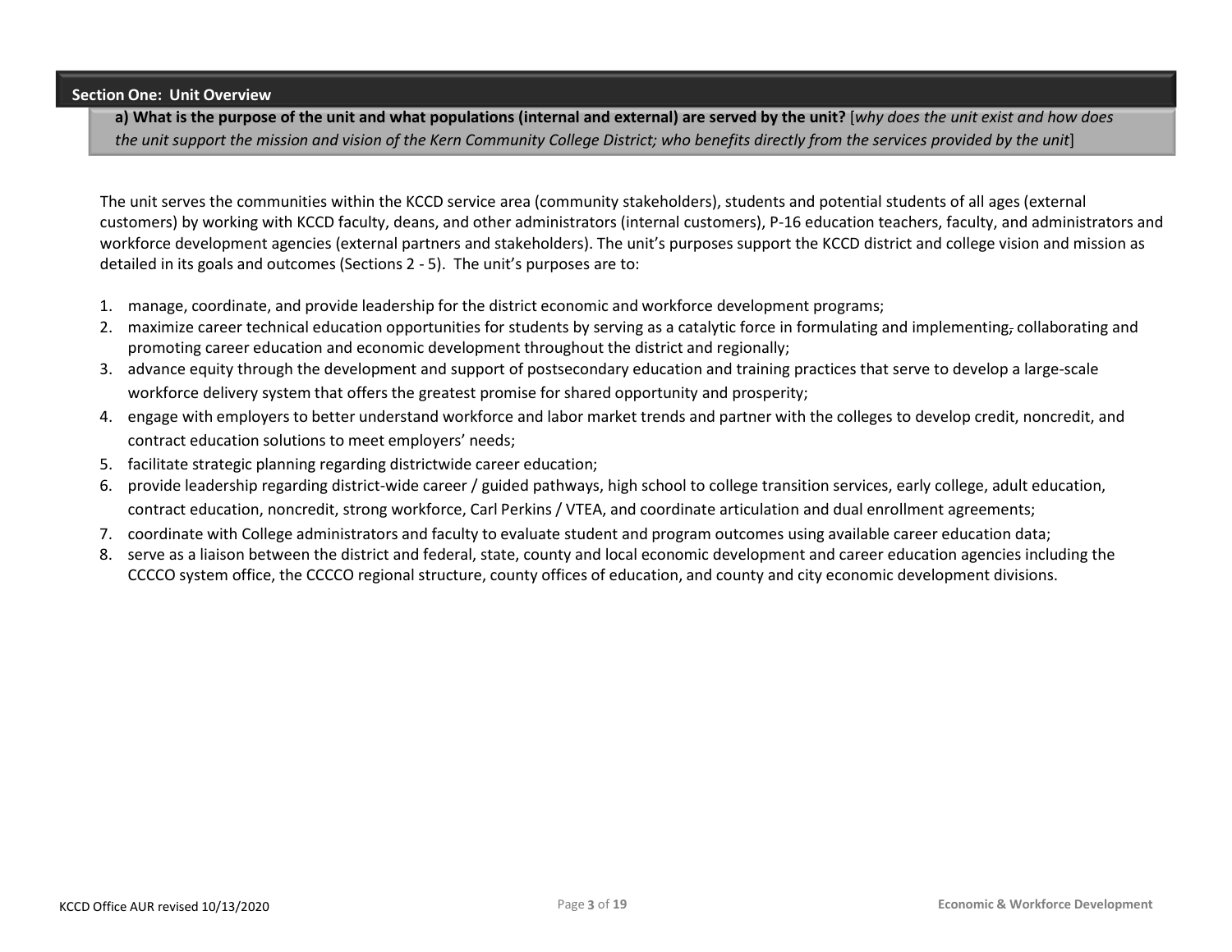## Section One: Unit Overview

**a) What is the purpose of the unit and what populations (internal and external) are served by the unit?** [*why does the unit exist and how does the unit support the mission and vision of the Kern Community College District; who benefits directly from the services provided by the unit*]

The unit serves the communities within the KCCD service area (community stakeholders), students and potential students of all ages (external customers) by working with KCCD faculty, deans, and other administrators (internal customers), P-16 education teachers, faculty, and administrators and workforce development agencies (external partners and stakeholders). The unit's purposes support the KCCD district and college vision and mission as detailed in its goals and outcomes (Sections 2 - 5). The unit's purposes are to:

1. manage, coordinate, and provide leadership for the district economic and workforce development programs;
2. maximize career technical education opportunities for students by serving as a catalytic force in formulating and implementing, collaborating and promoting career education and economic development throughout the district and regionally;
3. advance equity through the development and support of postsecondary education and training practices that serve to develop a large-scale workforce delivery system that offers the greatest promise for shared opportunity and prosperity;
4. engage with employers to better understand workforce and labor market trends and partner with the colleges to develop credit, noncredit, and contract education solutions to meet employers' needs;
5. facilitate strategic planning regarding districtwide career education;
6. provide leadership regarding district-wide career / guided pathways, high school to college transition services, early college, adult education, contract education, noncredit, strong workforce, Carl Perkins / VTEA, and coordinate articulation and dual enrollment agreements;
7. coordinate with College administrators and faculty to evaluate student and program outcomes using available career education data;
8. serve as a liaison between the district and federal, state, county and local economic development and career education agencies including the CCCCO system office, the CCCCO regional structure, county offices of education, and county and city economic development divisions.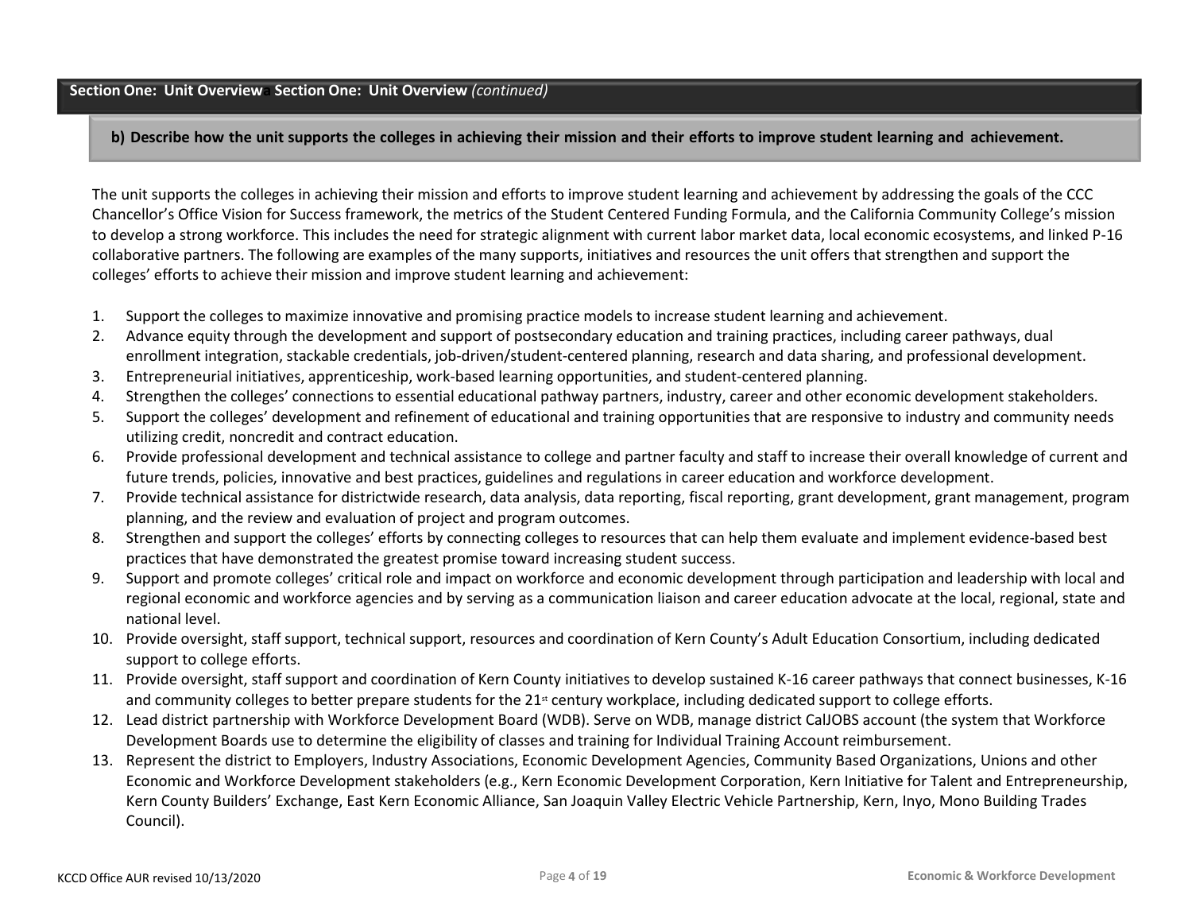## Section One: Unit Overview Section One: Unit Overview *(continued)*

### b) Describe how the unit supports the colleges in achieving their mission and their efforts to improve student learning and achievement.

The unit supports the colleges in achieving their mission and efforts to improve student learning and achievement by addressing the goals of the CCC Chancellor's Office Vision for Success framework, the metrics of the Student Centered Funding Formula, and the California Community College's mission to develop a strong workforce. This includes the need for strategic alignment with current labor market data, local economic ecosystems, and linked P-16 collaborative partners. The following are examples of the many supports, initiatives and resources the unit offers that strengthen and support the colleges' efforts to achieve their mission and improve student learning and achievement:

1. Support the colleges to maximize innovative and promising practice models to increase student learning and achievement.
2. Advance equity through the development and support of postsecondary education and training practices, including career pathways, dual enrollment integration, stackable credentials, job-driven/student-centered planning, research and data sharing, and professional development.
3. Entrepreneurial initiatives, apprenticeship, work-based learning opportunities, and student-centered planning.
4. Strengthen the colleges' connections to essential educational pathway partners, industry, career and other economic development stakeholders.
5. Support the colleges' development and refinement of educational and training opportunities that are responsive to industry and community needs utilizing credit, noncredit and contract education.
6. Provide professional development and technical assistance to college and partner faculty and staff to increase their overall knowledge of current and future trends, policies, innovative and best practices, guidelines and regulations in career education and workforce development.
7. Provide technical assistance for districtwide research, data analysis, data reporting, fiscal reporting, grant development, grant management, program planning, and the review and evaluation of project and program outcomes.
8. Strengthen and support the colleges' efforts by connecting colleges to resources that can help them evaluate and implement evidence-based best practices that have demonstrated the greatest promise toward increasing student success.
9. Support and promote colleges' critical role and impact on workforce and economic development through participation and leadership with local and regional economic and workforce agencies and by serving as a communication liaison and career education advocate at the local, regional, state and national level.
10. Provide oversight, staff support, technical support, resources and coordination of Kern County's Adult Education Consortium, including dedicated support to college efforts.
11. Provide oversight, staff support and coordination of Kern County initiatives to develop sustained K-16 career pathways that connect businesses, K-16 and community colleges to better prepare students for the 21st century workplace, including dedicated support to college efforts.
12. Lead district partnership with Workforce Development Board (WDB). Serve on WDB, manage district CalJOBS account (the system that Workforce Development Boards use to determine the eligibility of classes and training for Individual Training Account reimbursement.
13. Represent the district to Employers, Industry Associations, Economic Development Agencies, Community Based Organizations, Unions and other Economic and Workforce Development stakeholders (e.g., Kern Economic Development Corporation, Kern Initiative for Talent and Entrepreneurship, Kern County Builders' Exchange, East Kern Economic Alliance, San Joaquin Valley Electric Vehicle Partnership, Kern, Inyo, Mono Building Trades Council).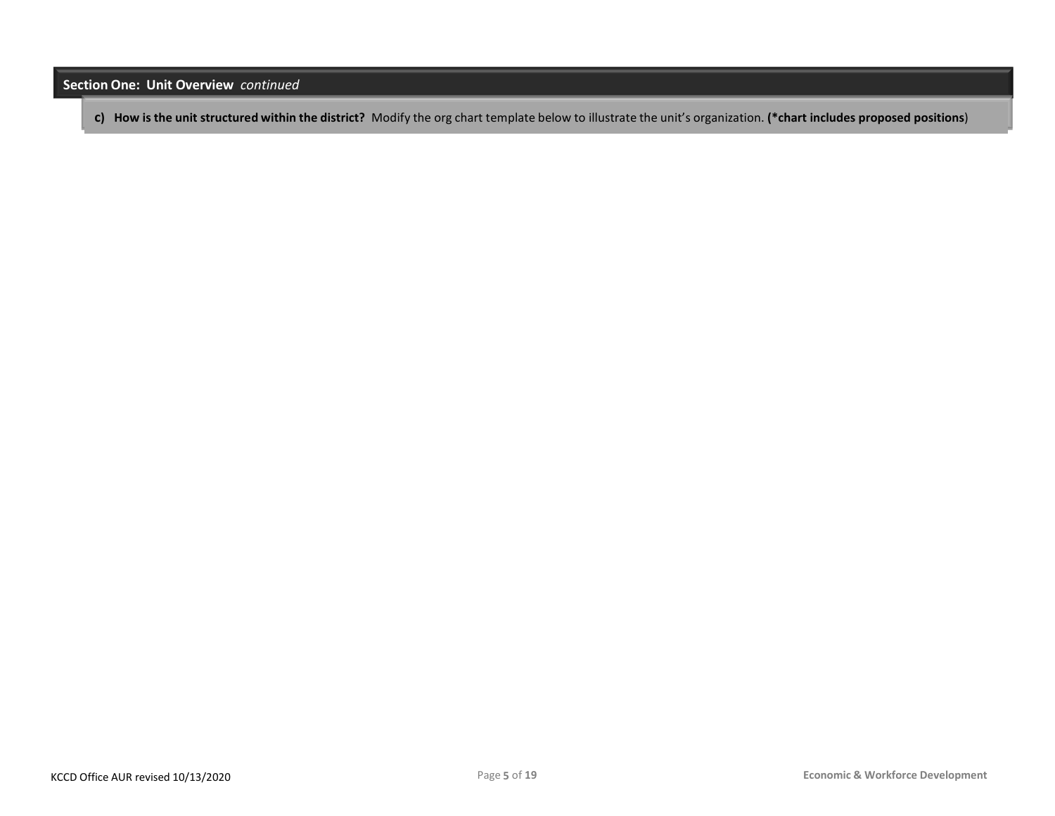## Section One: Unit Overview *continued*

**c) How is the unit structured within the district?** Modify the org chart template below to illustrate the unit's organization. **(*chart includes proposed positions**)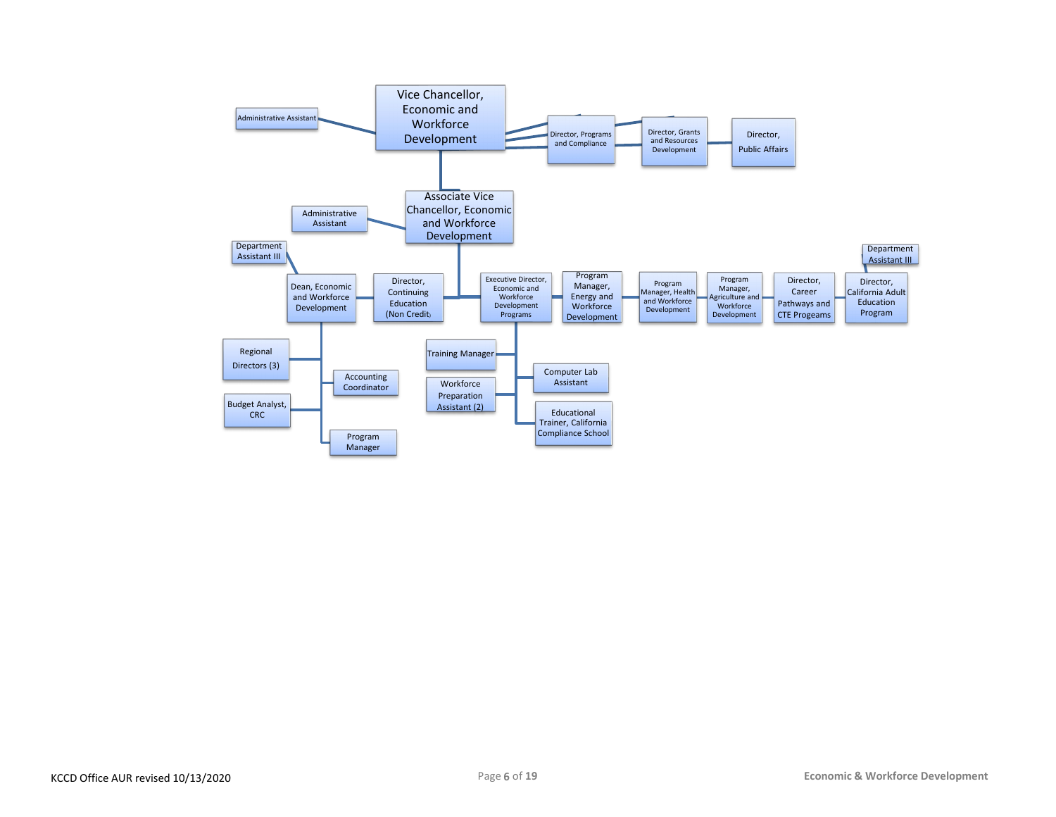- Vice Chancellor, Economic and Workforce Development
  - Administrative Assistant
  - Director, Programs and Compliance
  - Director, Grants and Resources Development
  - Director, Public Affairs
  - Associate Vice Chancellor, Economic and Workforce Development
    - Administrative Assistant
    - Dean, Economic and Workforce Development
      - Department Assistant III
      - Regional Directors (3)
      - Accounting Coordinator
      - Budget Analyst, CRC
      - Program Manager
    - Director, Continuing Education (Non Credit)
    - Executive Director, Economic and Workforce Development Programs
      - Training Manager
      - Computer Lab Assistant
      - Workforce Preparation Assistant (2)
      - Educational Trainer, California Compliance School
    - Program Manager, Energy and Workforce Development
    - Program Manager, Health and Workforce Development
    - Program Manager, Agriculture and Workforce Development
    - Director, Career Pathways and CTE Progeams
    - Director, California Adult Education Program
      - Department Assistant III

KCCD Office AUR revised 10/13/2020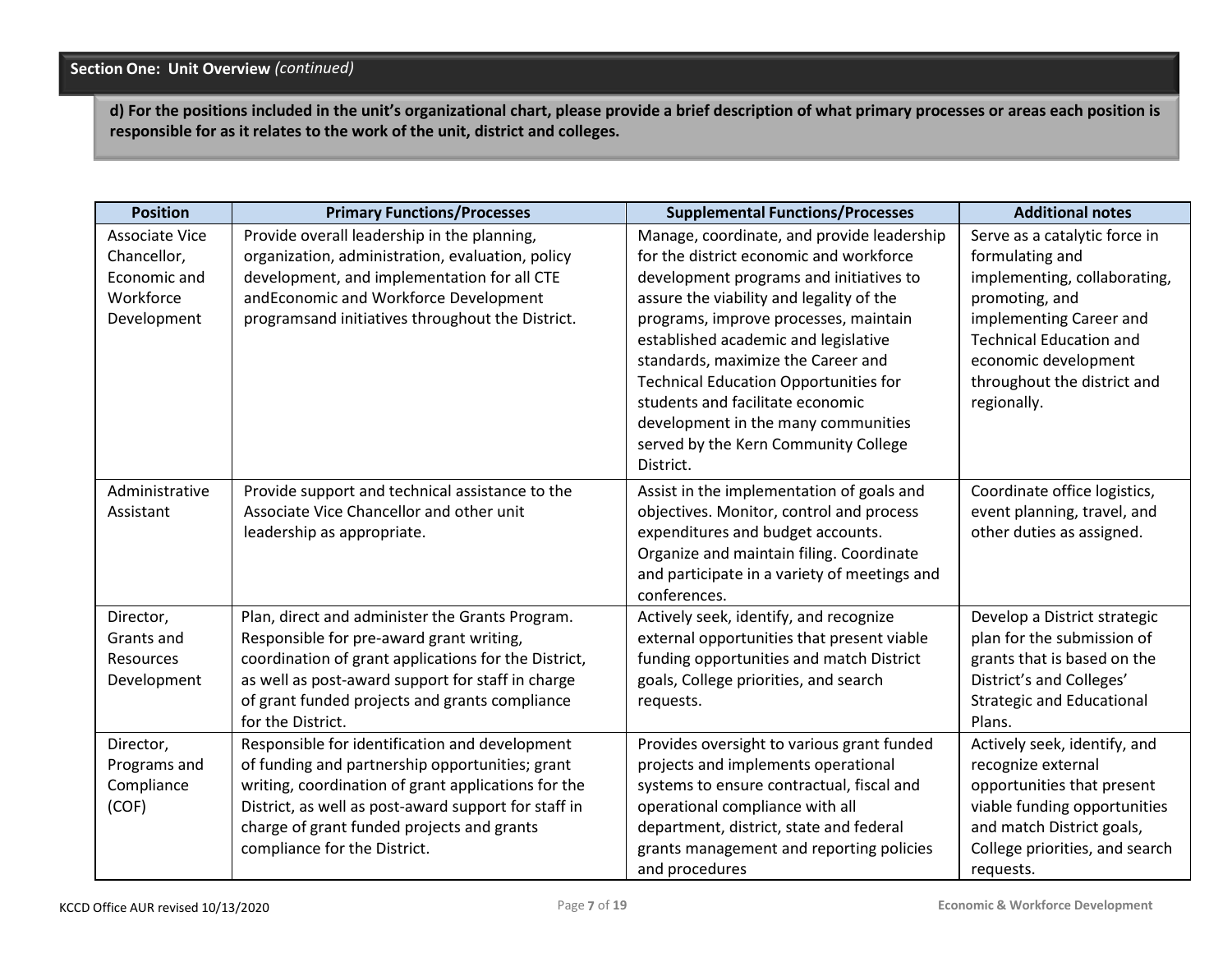## Section One: Unit Overview *(continued)*

**d) For the positions included in the unit's organizational chart, please provide a brief description of what primary processes or areas each position is responsible for as it relates to the work of the unit, district and colleges.**

| Position | Primary Functions/Processes | Supplemental Functions/Processes | Additional notes |
|---|---|---|---|
| Associate Vice Chancellor, Economic and Workforce Development | Provide overall leadership in the planning, organization, administration, evaluation, policy development, and implementation for all CTE andEconomic and Workforce Development programsand initiatives throughout the District. | Manage, coordinate, and provide leadership for the district economic and workforce development programs and initiatives to assure the viability and legality of the programs, improve processes, maintain established academic and legislative standards, maximize the Career and Technical Education Opportunities for students and facilitate economic development in the many communities served by the Kern Community College District. | Serve as a catalytic force in formulating and implementing, collaborating, promoting, and implementing Career and Technical Education and economic development throughout the district and regionally. |
| Administrative Assistant | Provide support and technical assistance to the Associate Vice Chancellor and other unit leadership as appropriate. | Assist in the implementation of goals and objectives. Monitor, control and process expenditures and budget accounts. Organize and maintain filing. Coordinate and participate in a variety of meetings and conferences. | Coordinate office logistics, event planning, travel, and other duties as assigned. |
| Director, Grants and Resources Development | Plan, direct and administer the Grants Program. Responsible for pre-award grant writing, coordination of grant applications for the District, as well as post-award support for staff in charge of grant funded projects and grants compliance for the District. | Actively seek, identify, and recognize external opportunities that present viable funding opportunities and match District goals, College priorities, and search requests. | Develop a District strategic plan for the submission of grants that is based on the District's and Colleges' Strategic and Educational Plans. |
| Director, Programs and Compliance (COF) | Responsible for identification and development of funding and partnership opportunities; grant writing, coordination of grant applications for the District, as well as post-award support for staff in charge of grant funded projects and grants compliance for the District. | Provides oversight to various grant funded projects and implements operational systems to ensure contractual, fiscal and operational compliance with all department, district, state and federal grants management and reporting policies and procedures | Actively seek, identify, and recognize external opportunities that present viable funding opportunities and match District goals, College priorities, and search requests. |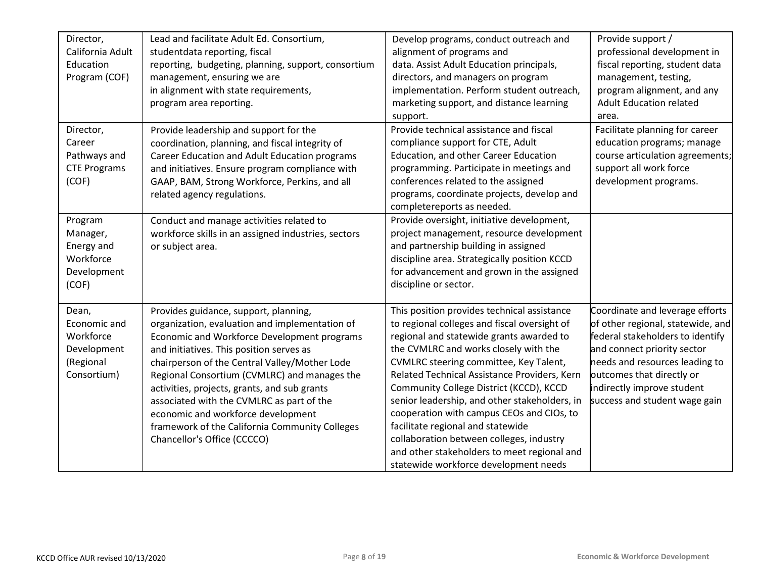| Director, California Adult Education Program (COF) | Lead and facilitate Adult Ed. Consortium, studentdata reporting, fiscal reporting, budgeting, planning, support, consortium management, ensuring we are in alignment with state requirements, program area reporting. | Develop programs, conduct outreach and alignment of programs and data. Assist Adult Education principals, directors, and managers on program implementation. Perform student outreach, marketing support, and distance learning support. | Provide support / professional development in fiscal reporting, student data management, testing, program alignment, and any Adult Education related area. |
|---|---|---|---|
| Director, Career Pathways and CTE Programs (COF) | Provide leadership and support for the coordination, planning, and fiscal integrity of Career Education and Adult Education programs and initiatives. Ensure program compliance with GAAP, BAM, Strong Workforce, Perkins, and all related agency regulations. | Provide technical assistance and fiscal compliance support for CTE, Adult Education, and other Career Education programming. Participate in meetings and conferences related to the assigned programs, coordinate projects, develop and completereports as needed. | Facilitate planning for career education programs; manage course articulation agreements; support all work force development programs. |
| Program Manager, Energy and Workforce Development (COF) | Conduct and manage activities related to workforce skills in an assigned industries, sectors or subject area. | Provide oversight, initiative development, project management, resource development and partnership building in assigned discipline area. Strategically position KCCD for advancement and grown in the assigned discipline or sector. | |
| Dean, Economic and Workforce Development (Regional Consortium) | Provides guidance, support, planning, organization, evaluation and implementation of Economic and Workforce Development programs and initiatives. This position serves as chairperson of the Central Valley/Mother Lode Regional Consortium (CVMLRC) and manages the activities, projects, grants, and sub grants associated with the CVMLRC as part of the economic and workforce development framework of the California Community Colleges Chancellor's Office (CCCCO) | This position provides technical assistance to regional colleges and fiscal oversight of regional and statewide grants awarded to the CVMLRC and works closely with the CVMLRC steering committee, Key Talent, Related Technical Assistance Providers, Kern Community College District (KCCD), KCCD senior leadership, and other stakeholders, in cooperation with campus CEOs and CIOs, to facilitate regional and statewide collaboration between colleges, industry and other stakeholders to meet regional and statewide workforce development needs | Coordinate and leverage efforts of other regional, statewide, and federal stakeholders to identify and connect priority sector needs and resources leading to outcomes that directly or indirectly improve student success and student wage gain |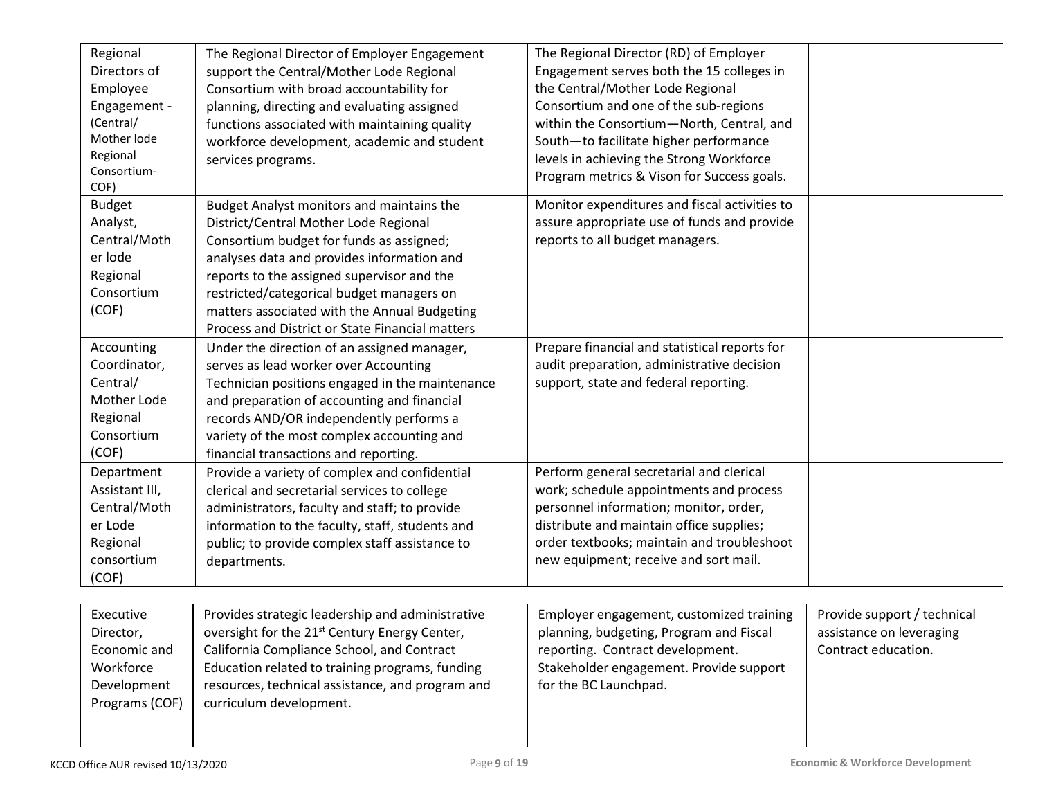| | | | |
|---|---|---|---|
| Regional Directors of Employee Engagement - (Central/ Mother lode Regional Consortium- COF) | The Regional Director of Employer Engagement support the Central/Mother Lode Regional Consortium with broad accountability for planning, directing and evaluating assigned functions associated with maintaining quality workforce development, academic and student services programs. | The Regional Director (RD) of Employer Engagement serves both the 15 colleges in the Central/Mother Lode Regional Consortium and one of the sub-regions within the Consortium—North, Central, and South—to facilitate higher performance levels in achieving the Strong Workforce Program metrics & Vison for Success goals. | |
| Budget Analyst, Central/Mother lode Regional Consortium (COF) | Budget Analyst monitors and maintains the District/Central Mother Lode Regional Consortium budget for funds as assigned; analyses data and provides information and reports to the assigned supervisor and the restricted/categorical budget managers on matters associated with the Annual Budgeting Process and District or State Financial matters | Monitor expenditures and fiscal activities to assure appropriate use of funds and provide reports to all budget managers. | |
| Accounting Coordinator, Central/ Mother Lode Regional Consortium (COF) | Under the direction of an assigned manager, serves as lead worker over Accounting Technician positions engaged in the maintenance and preparation of accounting and financial records AND/OR independently performs a variety of the most complex accounting and financial transactions and reporting. | Prepare financial and statistical reports for audit preparation, administrative decision support, state and federal reporting. | |
| Department Assistant III, Central/Mother Lode Regional consortium (COF) | Provide a variety of complex and confidential clerical and secretarial services to college administrators, faculty and staff; to provide information to the faculty, staff, students and public; to provide complex staff assistance to departments. | Perform general secretarial and clerical work; schedule appointments and process personnel information; monitor, order, distribute and maintain office supplies; order textbooks; maintain and troubleshoot new equipment; receive and sort mail. | |
| Executive Director, Economic and Workforce Development Programs (COF) | Provides strategic leadership and administrative oversight for the 21st Century Energy Center, California Compliance School, and Contract Education related to training programs, funding resources, technical assistance, and program and curriculum development. | Employer engagement, customized training planning, budgeting, Program and Fiscal reporting. Contract development. Stakeholder engagement. Provide support for the BC Launchpad. | Provide support / technical assistance on leveraging Contract education. |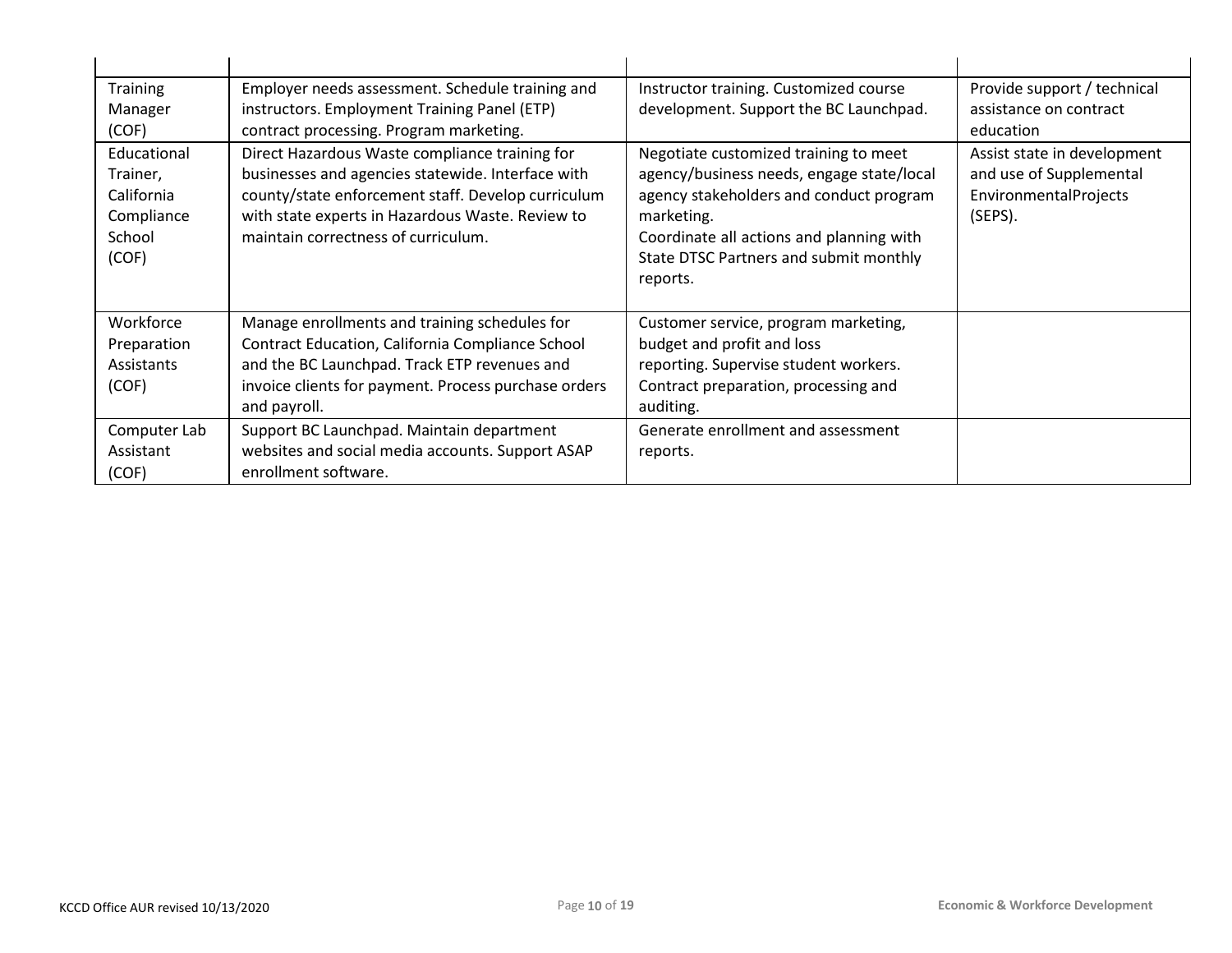| | | | |
|---|---|---|---|
| Training Manager (COF) | Employer needs assessment. Schedule training and instructors. Employment Training Panel (ETP) contract processing. Program marketing. | Instructor training. Customized course development. Support the BC Launchpad. | Provide support / technical assistance on contract education |
| Educational Trainer, California Compliance School (COF) | Direct Hazardous Waste compliance training for businesses and agencies statewide. Interface with county/state enforcement staff. Develop curriculum with state experts in Hazardous Waste. Review to maintain correctness of curriculum. | Negotiate customized training to meet agency/business needs, engage state/local agency stakeholders and conduct program marketing.<br>Coordinate all actions and planning with State DTSC Partners and submit monthly reports. | Assist state in development and use of Supplemental EnvironmentalProjects (SEPS). |
| Workforce Preparation Assistants (COF) | Manage enrollments and training schedules for Contract Education, California Compliance School and the BC Launchpad. Track ETP revenues and invoice clients for payment. Process purchase orders and payroll. | Customer service, program marketing, budget and profit and loss reporting. Supervise student workers. Contract preparation, processing and auditing. | |
| Computer Lab Assistant (COF) | Support BC Launchpad. Maintain department websites and social media accounts. Support ASAP enrollment software. | Generate enrollment and assessment reports. | |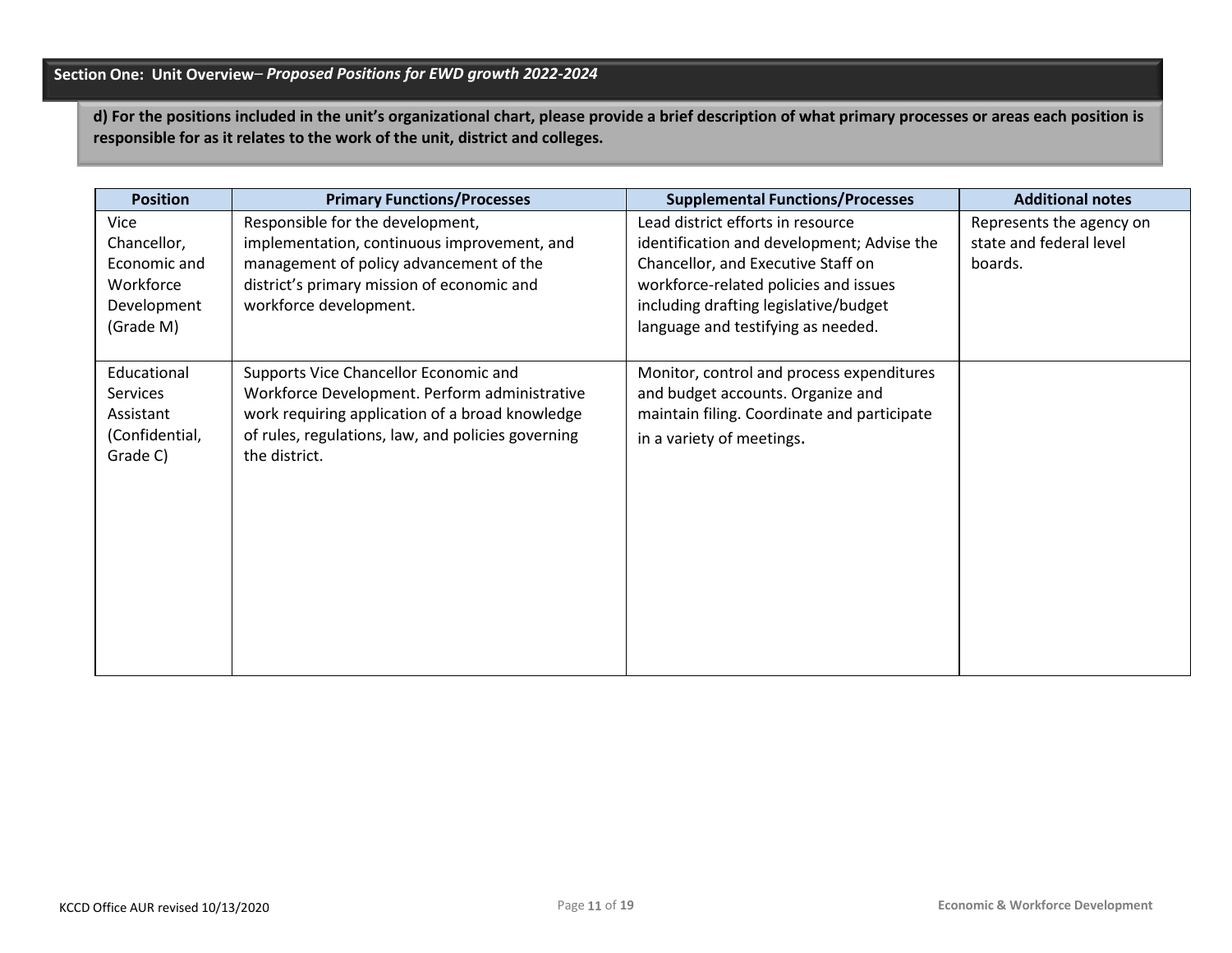## Section One: Unit Overview– *Proposed Positions for EWD growth 2022-2024*

**d) For the positions included in the unit's organizational chart, please provide a brief description of what primary processes or areas each position is responsible for as it relates to the work of the unit, district and colleges.**

| Position | Primary Functions/Processes | Supplemental Functions/Processes | Additional notes |
|---|---|---|---|
| Vice Chancellor, Economic and Workforce Development (Grade M) | Responsible for the development, implementation, continuous improvement, and management of policy advancement of the district's primary mission of economic and workforce development. | Lead district efforts in resource identification and development; Advise the Chancellor, and Executive Staff on workforce-related policies and issues including drafting legislative/budget language and testifying as needed. | Represents the agency on state and federal level boards. |
| Educational Services Assistant (Confidential, Grade C) | Supports Vice Chancellor Economic and Workforce Development. Perform administrative work requiring application of a broad knowledge of rules, regulations, law, and policies governing the district. | Monitor, control and process expenditures and budget accounts. Organize and maintain filing. Coordinate and participate in a variety of meetings. | |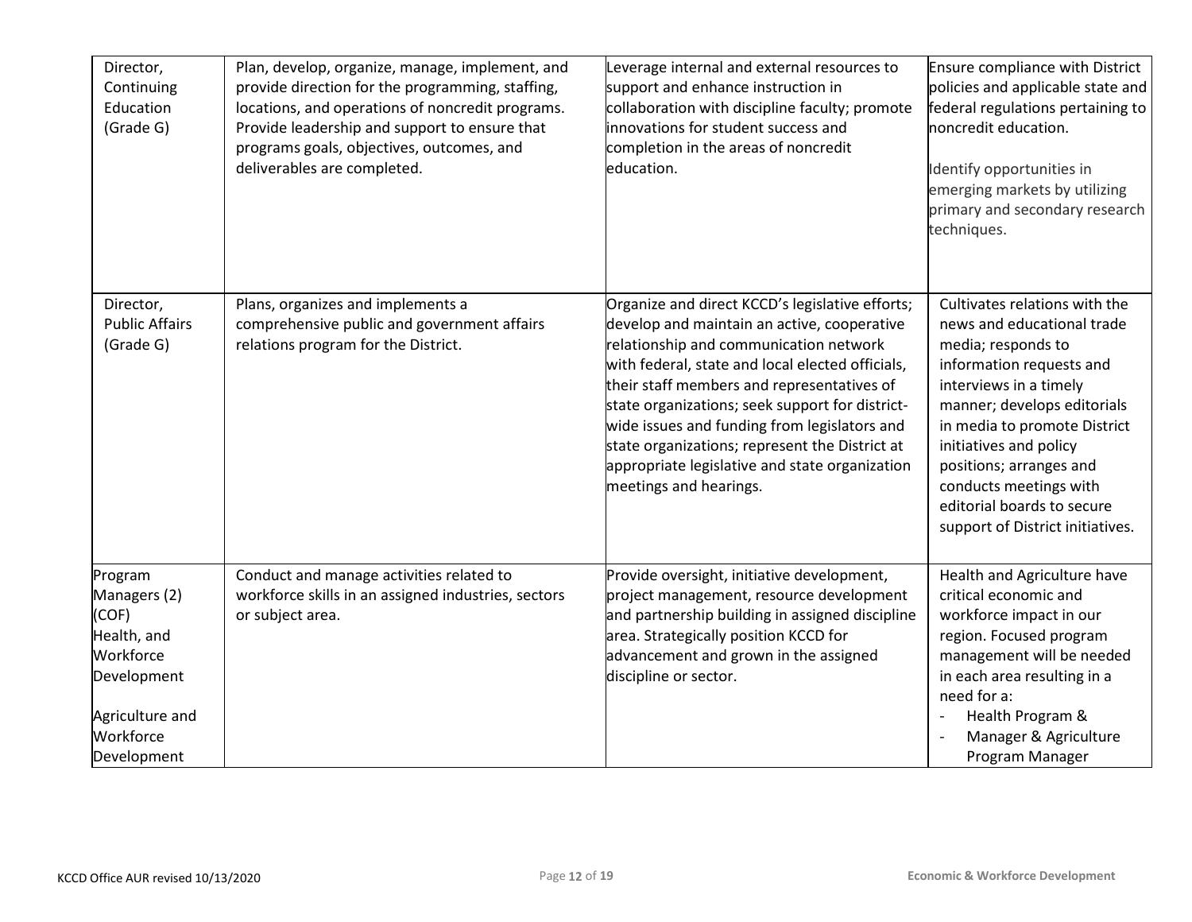| | | | |
|---|---|---|---|
| Director, Continuing Education (Grade G) | Plan, develop, organize, manage, implement, and provide direction for the programming, staffing, locations, and operations of noncredit programs. Provide leadership and support to ensure that programs goals, objectives, outcomes, and deliverables are completed. | Leverage internal and external resources to support and enhance instruction in collaboration with discipline faculty; promote innovations for student success and completion in the areas of noncredit education. | Ensure compliance with District policies and applicable state and federal regulations pertaining to noncredit education.<br><br>Identify opportunities in emerging markets by utilizing primary and secondary research techniques. |
| Director, Public Affairs (Grade G) | Plans, organizes and implements a comprehensive public and government affairs relations program for the District. | Organize and direct KCCD's legislative efforts; develop and maintain an active, cooperative relationship and communication network with federal, state and local elected officials, their staff members and representatives of state organizations; seek support for district-wide issues and funding from legislators and state organizations; represent the District at appropriate legislative and state organization meetings and hearings. | Cultivates relations with the news and educational trade media; responds to information requests and interviews in a timely manner; develops editorials in media to promote District initiatives and policy positions; arranges and conducts meetings with editorial boards to secure support of District initiatives. |
| Program Managers (2) (COF)<br>Health, and Workforce Development<br><br>Agriculture and Workforce Development | Conduct and manage activities related to workforce skills in an assigned industries, sectors or subject area. | Provide oversight, initiative development, project management, resource development and partnership building in assigned discipline area. Strategically position KCCD for advancement and grown in the assigned discipline or sector. | Health and Agriculture have critical economic and workforce impact in our region. Focused program management will be needed in each area resulting in a need for a:<br>- Health Program &<br>- Manager & Agriculture Program Manager |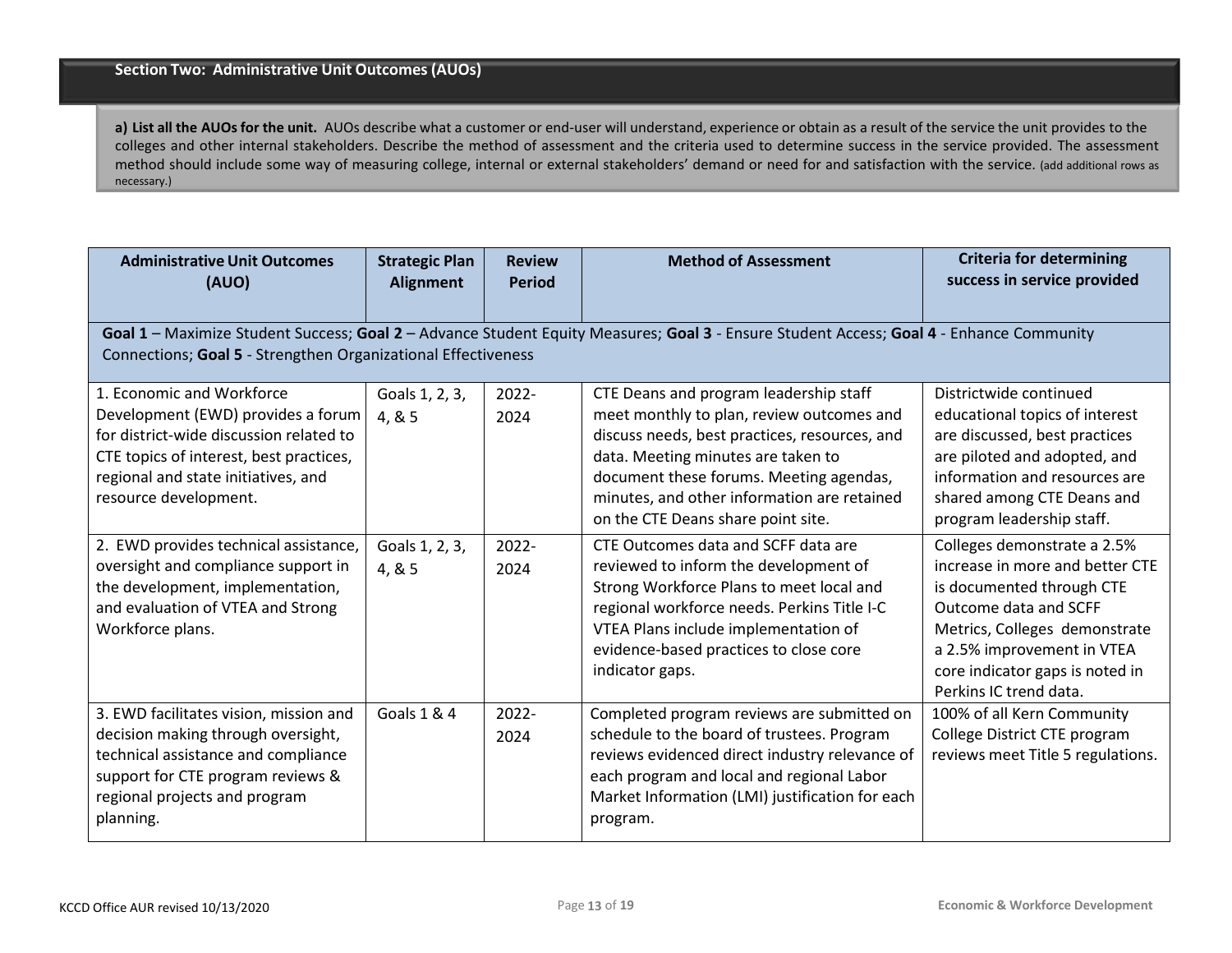## Section Two: Administrative Unit Outcomes (AUOs)

**a) List all the AUOs for the unit.** AUOs describe what a customer or end-user will understand, experience or obtain as a result of the service the unit provides to the colleges and other internal stakeholders. Describe the method of assessment and the criteria used to determine success in the service provided. The assessment method should include some way of measuring college, internal or external stakeholders' demand or need for and satisfaction with the service. (add additional rows as necessary.)

| Administrative Unit Outcomes (AUO) | Strategic Plan Alignment | Review Period | Method of Assessment | Criteria for determining success in service provided |
|---|---|---|---|---|
| **Goal 1** – Maximize Student Success; **Goal 2** – Advance Student Equity Measures; **Goal 3** - Ensure Student Access; **Goal 4** - Enhance Community Connections; **Goal 5** - Strengthen Organizational Effectiveness | | | | |
| 1. Economic and Workforce Development (EWD) provides a forum for district-wide discussion related to CTE topics of interest, best practices, regional and state initiatives, and resource development. | Goals 1, 2, 3, 4, & 5 | 2022-2024 | CTE Deans and program leadership staff meet monthly to plan, review outcomes and discuss needs, best practices, resources, and data. Meeting minutes are taken to document these forums. Meeting agendas, minutes, and other information are retained on the CTE Deans share point site. | Districtwide continued educational topics of interest are discussed, best practices are piloted and adopted, and information and resources are shared among CTE Deans and program leadership staff. |
| 2. EWD provides technical assistance, oversight and compliance support in the development, implementation, and evaluation of VTEA and Strong Workforce plans. | Goals 1, 2, 3, 4, & 5 | 2022-2024 | CTE Outcomes data and SCFF data are reviewed to inform the development of Strong Workforce Plans to meet local and regional workforce needs. Perkins Title I-C VTEA Plans include implementation of evidence-based practices to close core indicator gaps. | Colleges demonstrate a 2.5% increase in more and better CTE is documented through CTE Outcome data and SCFF Metrics, Colleges demonstrate a 2.5% improvement in VTEA core indicator gaps is noted in Perkins IC trend data. |
| 3. EWD facilitates vision, mission and decision making through oversight, technical assistance and compliance support for CTE program reviews & regional projects and program planning. | Goals 1 & 4 | 2022-2024 | Completed program reviews are submitted on schedule to the board of trustees. Program reviews evidenced direct industry relevance of each program and local and regional Labor Market Information (LMI) justification for each program. | 100% of all Kern Community College District CTE program reviews meet Title 5 regulations. |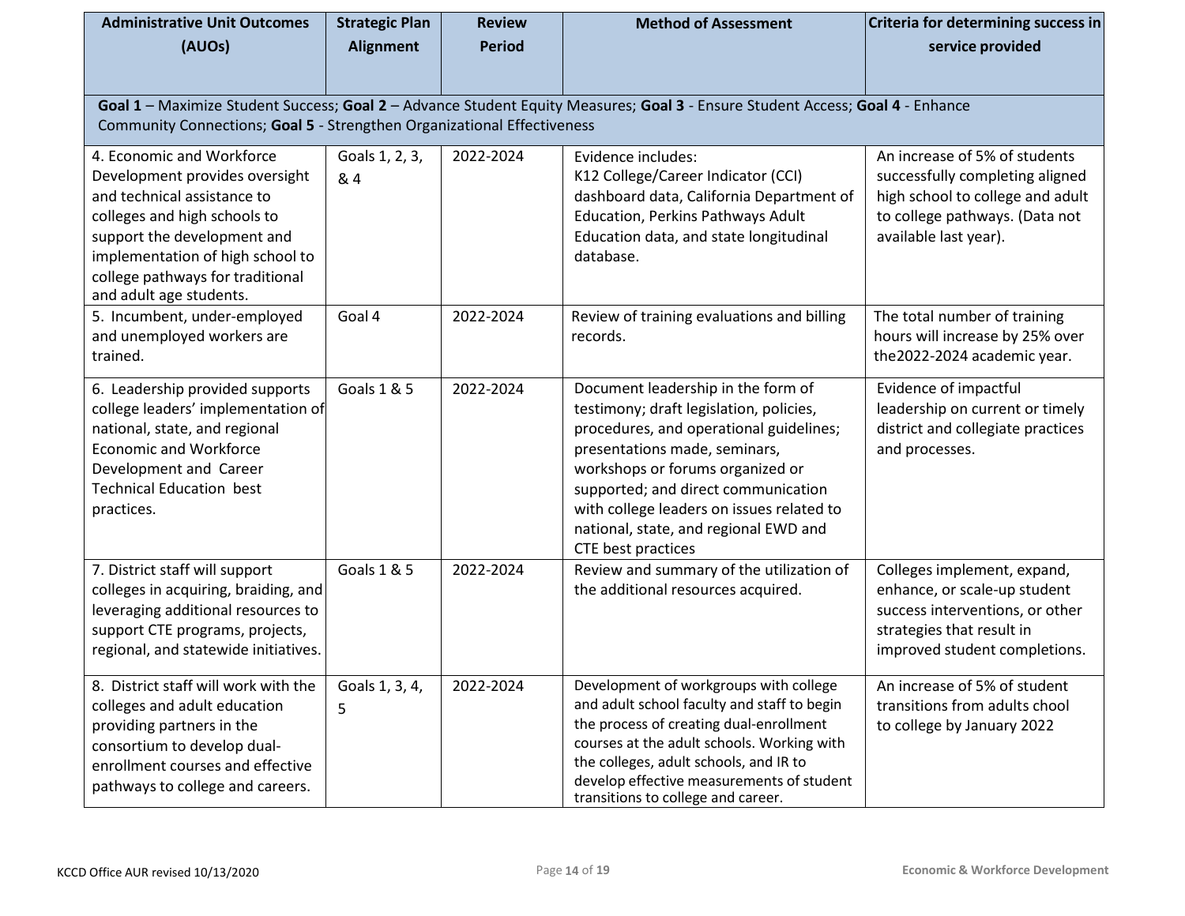| Administrative Unit Outcomes (AUOs) | Strategic Plan Alignment | Review Period | Method of Assessment | Criteria for determining success in service provided |
|---|---|---|---|---|
| **Goal 1** – Maximize Student Success; **Goal 2** – Advance Student Equity Measures; **Goal 3** - Ensure Student Access; **Goal 4** - Enhance Community Connections; **Goal 5** - Strengthen Organizational Effectiveness | | | | |
| 4. Economic and Workforce Development provides oversight and technical assistance to colleges and high schools to support the development and implementation of high school to college pathways for traditional and adult age students. | Goals 1, 2, 3, & 4 | 2022-2024 | Evidence includes: K12 College/Career Indicator (CCI) dashboard data, California Department of Education, Perkins Pathways Adult Education data, and state longitudinal database. | An increase of 5% of students successfully completing aligned high school to college and adult to college pathways. (Data not available last year). |
| 5. Incumbent, under-employed and unemployed workers are trained. | Goal 4 | 2022-2024 | Review of training evaluations and billing records. | The total number of training hours will increase by 25% over the2022-2024 academic year. |
| 6. Leadership provided supports college leaders' implementation of national, state, and regional Economic and Workforce Development and Career Technical Education best practices. | Goals 1 & 5 | 2022-2024 | Document leadership in the form of testimony; draft legislation, policies, procedures, and operational guidelines; presentations made, seminars, workshops or forums organized or supported; and direct communication with college leaders on issues related to national, state, and regional EWD and CTE best practices | Evidence of impactful leadership on current or timely district and collegiate practices and processes. |
| 7. District staff will support colleges in acquiring, braiding, and leveraging additional resources to support CTE programs, projects, regional, and statewide initiatives. | Goals 1 & 5 | 2022-2024 | Review and summary of the utilization of the additional resources acquired. | Colleges implement, expand, enhance, or scale-up student success interventions, or other strategies that result in improved student completions. |
| 8. District staff will work with the colleges and adult education providing partners in the consortium to develop dual-enrollment courses and effective pathways to college and careers. | Goals 1, 3, 4, 5 | 2022-2024 | Development of workgroups with college and adult school faculty and staff to begin the process of creating dual-enrollment courses at the adult schools. Working with the colleges, adult schools, and IR to develop effective measurements of student transitions to college and career. | An increase of 5% of student transitions from adults chool to college by January 2022 |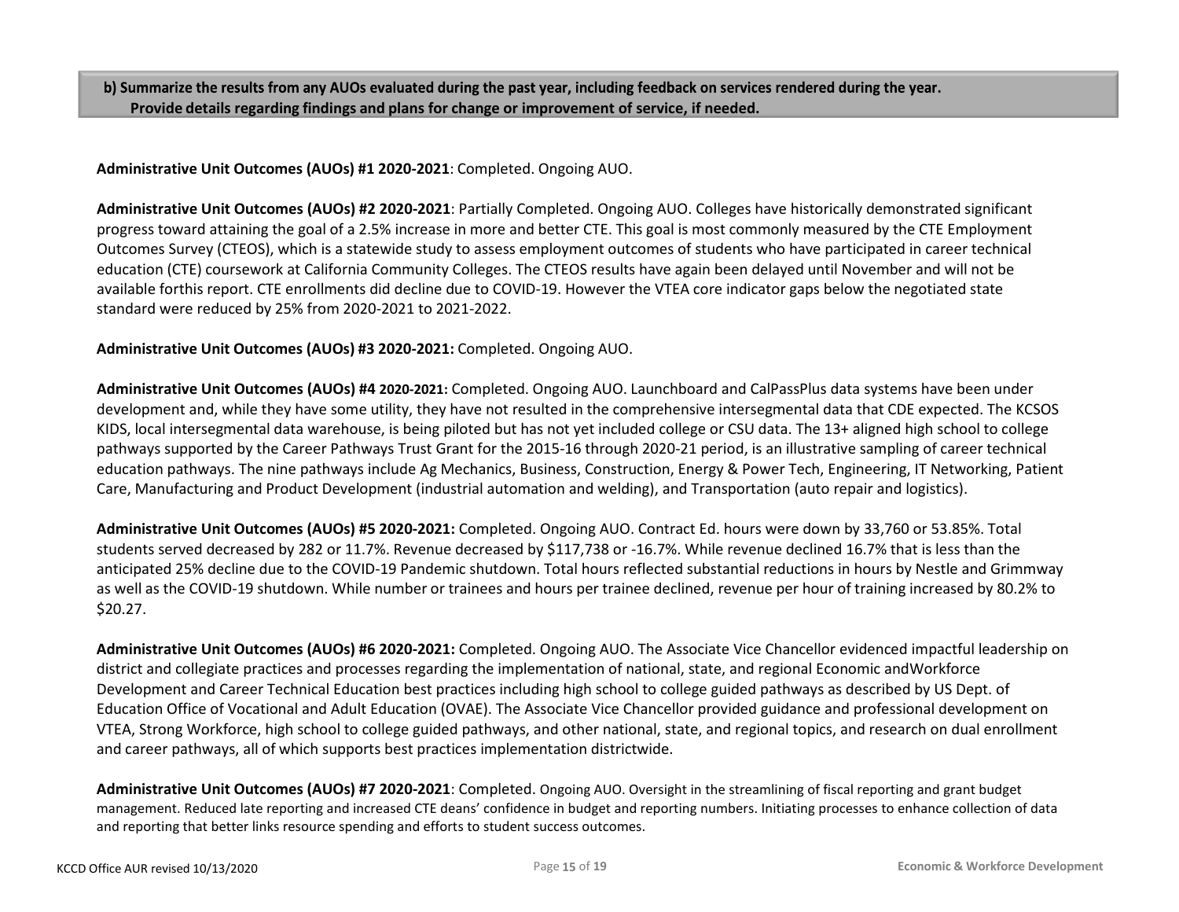**b) Summarize the results from any AUOs evaluated during the past year, including feedback on services rendered during the year. Provide details regarding findings and plans for change or improvement of service, if needed.**

**Administrative Unit Outcomes (AUOs) #1 2020-2021**: Completed. Ongoing AUO.

**Administrative Unit Outcomes (AUOs) #2 2020-2021**: Partially Completed. Ongoing AUO. Colleges have historically demonstrated significant progress toward attaining the goal of a 2.5% increase in more and better CTE. This goal is most commonly measured by the CTE Employment Outcomes Survey (CTEOS), which is a statewide study to assess employment outcomes of students who have participated in career technical education (CTE) coursework at California Community Colleges. The CTEOS results have again been delayed until November and will not be available forthis report. CTE enrollments did decline due to COVID-19. However the VTEA core indicator gaps below the negotiated state standard were reduced by 25% from 2020-2021 to 2021-2022.

**Administrative Unit Outcomes (AUOs) #3 2020-2021:** Completed. Ongoing AUO.

**Administrative Unit Outcomes (AUOs) #4 2020-2021:** Completed. Ongoing AUO. Launchboard and CalPassPlus data systems have been under development and, while they have some utility, they have not resulted in the comprehensive intersegmental data that CDE expected. The KCSOS KIDS, local intersegmental data warehouse, is being piloted but has not yet included college or CSU data. The 13+ aligned high school to college pathways supported by the Career Pathways Trust Grant for the 2015-16 through 2020-21 period, is an illustrative sampling of career technical education pathways. The nine pathways include Ag Mechanics, Business, Construction, Energy & Power Tech, Engineering, IT Networking, Patient Care, Manufacturing and Product Development (industrial automation and welding), and Transportation (auto repair and logistics).

**Administrative Unit Outcomes (AUOs) #5 2020-2021:** Completed. Ongoing AUO. Contract Ed. hours were down by 33,760 or 53.85%. Total students served decreased by 282 or 11.7%. Revenue decreased by $117,738 or -16.7%. While revenue declined 16.7% that is less than the anticipated 25% decline due to the COVID-19 Pandemic shutdown. Total hours reflected substantial reductions in hours by Nestle and Grimmway as well as the COVID-19 shutdown. While number or trainees and hours per trainee declined, revenue per hour of training increased by 80.2% to $20.27.

**Administrative Unit Outcomes (AUOs) #6 2020-2021:** Completed. Ongoing AUO. The Associate Vice Chancellor evidenced impactful leadership on district and collegiate practices and processes regarding the implementation of national, state, and regional Economic andWorkforce Development and Career Technical Education best practices including high school to college guided pathways as described by US Dept. of Education Office of Vocational and Adult Education (OVAE). The Associate Vice Chancellor provided guidance and professional development on VTEA, Strong Workforce, high school to college guided pathways, and other national, state, and regional topics, and research on dual enrollment and career pathways, all of which supports best practices implementation districtwide.

**Administrative Unit Outcomes (AUOs) #7 2020-2021**: Completed. Ongoing AUO. Oversight in the streamlining of fiscal reporting and grant budget management. Reduced late reporting and increased CTE deans' confidence in budget and reporting numbers. Initiating processes to enhance collection of data and reporting that better links resource spending and efforts to student success outcomes.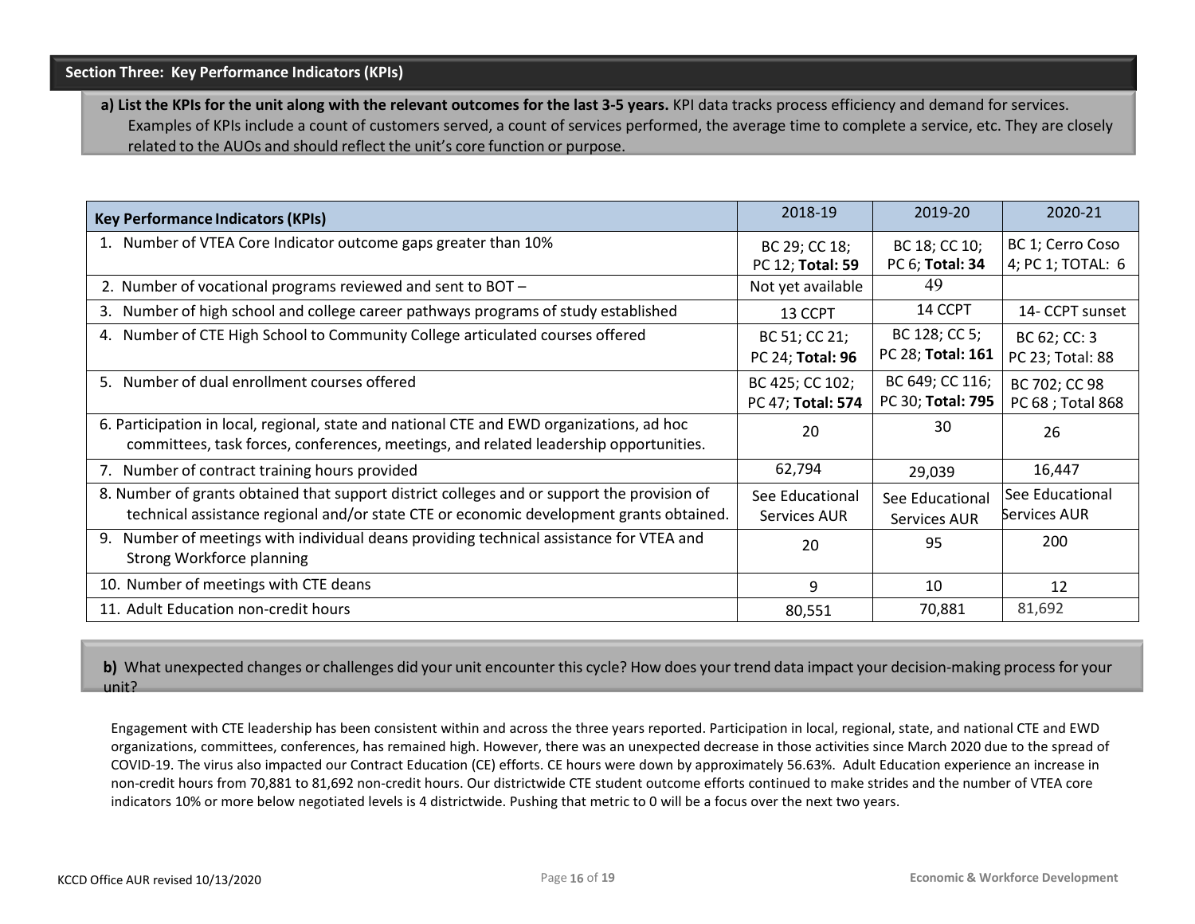## Section Three: Key Performance Indicators (KPIs)

**a) List the KPIs for the unit along with the relevant outcomes for the last 3-5 years.** KPI data tracks process efficiency and demand for services. Examples of KPIs include a count of customers served, a count of services performed, the average time to complete a service, etc. They are closely related to the AUOs and should reflect the unit's core function or purpose.

| Key Performance Indicators (KPIs) | 2018-19 | 2019-20 | 2020-21 |
|---|---|---|---|
| 1. Number of VTEA Core Indicator outcome gaps greater than 10% | BC 29; CC 18; PC 12; **Total: 59** | BC 18; CC 10; PC 6; **Total: 34** | BC 1; Cerro Coso 4; PC 1; TOTAL: 6 |
| 2. Number of vocational programs reviewed and sent to BOT – | Not yet available | 49 | |
| 3. Number of high school and college career pathways programs of study established | 13 CCPT | 14 CCPT | 14- CCPT sunset |
| 4. Number of CTE High School to Community College articulated courses offered | BC 51; CC 21; PC 24; **Total: 96** | BC 128; CC 5; PC 28; **Total: 161** | BC 62; CC: 3 PC 23; Total: 88 |
| 5. Number of dual enrollment courses offered | BC 425; CC 102; PC 47; **Total: 574** | BC 649; CC 116; PC 30; **Total: 795** | BC 702; CC 98 PC 68 ; Total 868 |
| 6. Participation in local, regional, state and national CTE and EWD organizations, ad hoc committees, task forces, conferences, meetings, and related leadership opportunities. | 20 | 30 | 26 |
| 7. Number of contract training hours provided | 62,794 | 29,039 | 16,447 |
| 8. Number of grants obtained that support district colleges and or support the provision of technical assistance regional and/or state CTE or economic development grants obtained. | See Educational Services AUR | See Educational Services AUR | See Educational Services AUR |
| 9. Number of meetings with individual deans providing technical assistance for VTEA and Strong Workforce planning | 20 | 95 | 200 |
| 10. Number of meetings with CTE deans | 9 | 10 | 12 |
| 11. Adult Education non-credit hours | 80,551 | 70,881 | 81,692 |

**b)** What unexpected changes or challenges did your unit encounter this cycle? How does your trend data impact your decision-making process for your unit?

Engagement with CTE leadership has been consistent within and across the three years reported. Participation in local, regional, state, and national CTE and EWD organizations, committees, conferences, has remained high. However, there was an unexpected decrease in those activities since March 2020 due to the spread of COVID-19. The virus also impacted our Contract Education (CE) efforts. CE hours were down by approximately 56.63%. Adult Education experience an increase in non-credit hours from 70,881 to 81,692 non-credit hours. Our districtwide CTE student outcome efforts continued to make strides and the number of VTEA core indicators 10% or more below negotiated levels is 4 districtwide. Pushing that metric to 0 will be a focus over the next two years.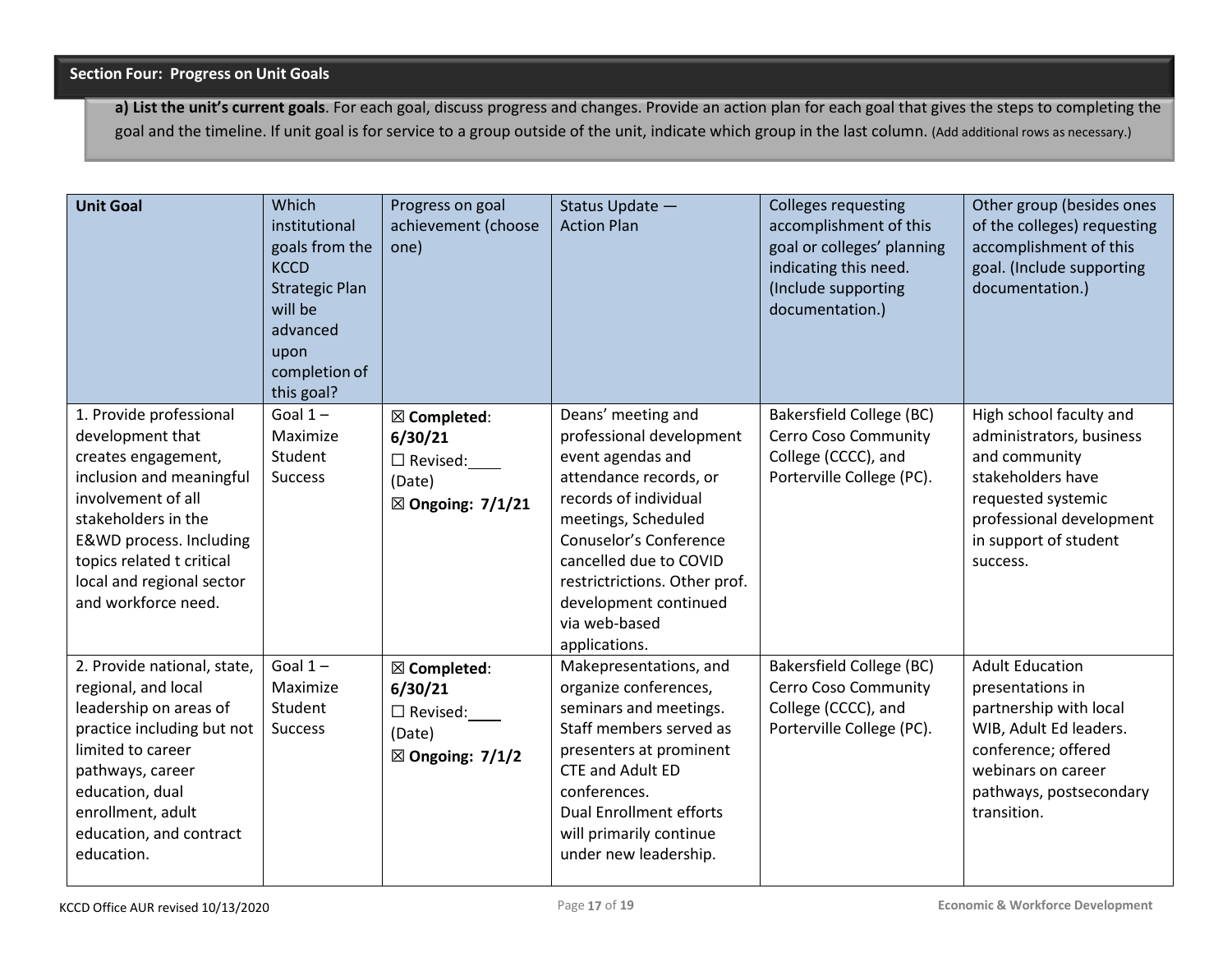## Section Four: Progress on Unit Goals

**a) List the unit's current goals**. For each goal, discuss progress and changes. Provide an action plan for each goal that gives the steps to completing the goal and the timeline. If unit goal is for service to a group outside of the unit, indicate which group in the last column. (Add additional rows as necessary.)

| **Unit Goal** | Which institutional goals from the KCCD Strategic Plan will be advanced upon completion of this goal? | Progress on goal achievement (choose one) | Status Update — Action Plan | Colleges requesting accomplishment of this goal or colleges' planning indicating this need. (Include supporting documentation.) | Other group (besides ones of the colleges) requesting accomplishment of this goal. (Include supporting documentation.) |
|---|---|---|---|---|---|
| 1. Provide professional development that creates engagement, inclusion and meaningful involvement of all stakeholders in the E&WD process. Including topics related t critical local and regional sector and workforce need. | Goal 1 – Maximize Student Success | ☒ **Completed**: **6/30/21** ☐ Revised:____ (Date) ☒ **Ongoing: 7/1/21** | Deans' meeting and professional development event agendas and attendance records, or records of individual meetings, Scheduled Conuselor's Conference cancelled due to COVID restrictrictions. Other prof. development continued via web-based applications. | Bakersfield College (BC) Cerro Coso Community College (CCCC), and Porterville College (PC). | High school faculty and administrators, business and community stakeholders have requested systemic professional development in support of student success. |
| 2. Provide national, state, regional, and local leadership on areas of practice including but not limited to career pathways, career education, dual enrollment, adult education, and contract education. | Goal 1 – Maximize Student Success | ☒ **Completed**: **6/30/21** ☐ Revised:____ (Date) ☒ **Ongoing: 7/1/2** | Makepresentations, and organize conferences, seminars and meetings. Staff members served as presenters at prominent CTE and Adult ED conferences. Dual Enrollment efforts will primarily continue under new leadership. | Bakersfield College (BC) Cerro Coso Community College (CCCC), and Porterville College (PC). | Adult Education presentations in partnership with local WIB, Adult Ed leaders. conference; offered webinars on career pathways, postsecondary transition. |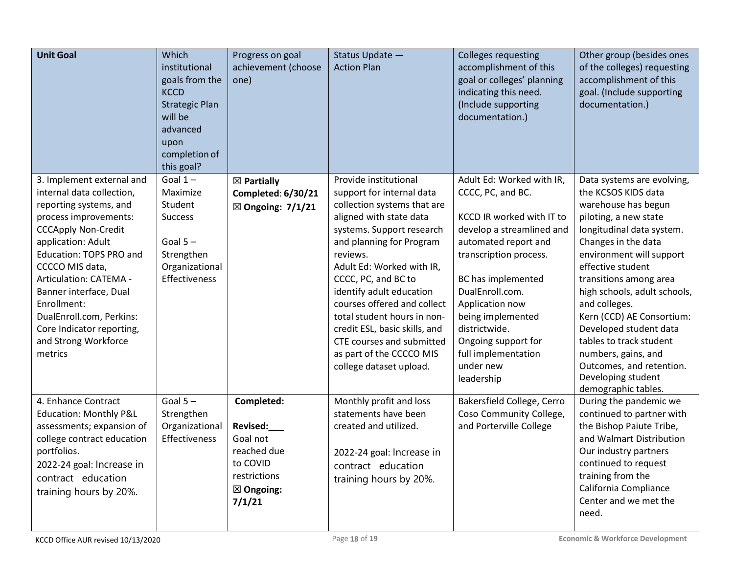| **Unit Goal** | Which institutional goals from the KCCD Strategic Plan will be advanced upon completion of this goal? | Progress on goal achievement (choose one) | Status Update — Action Plan | Colleges requesting accomplishment of this goal or colleges' planning indicating this need. (Include supporting documentation.) | Other group (besides ones of the colleges) requesting accomplishment of this goal. (Include supporting documentation.) |
|---|---|---|---|---|---|
| 3. Implement external and internal data collection, reporting systems, and process improvements: CCCApply Non-Credit application: Adult Education: TOPS PRO and CCCCO MIS data, Articulation: CATEMA - Banner interface, Dual Enrollment: DualEnroll.com, Perkins: Core Indicator reporting, and Strong Workforce metrics | Goal 1 – Maximize Student Success<br><br>Goal 5 – Strengthen Organizational Effectiveness | ☒ **Partially Completed**: **6/30/21**<br>☒ **Ongoing: 7/1/21** | Provide institutional support for internal data collection systems that are aligned with state data systems. Support research and planning for Program reviews.<br>Adult Ed: Worked with IR, CCCC, PC, and BC to identify adult education courses offered and collect total student hours in non-credit ESL, basic skills, and CTE courses and submitted as part of the CCCCO MIS college dataset upload. | Adult Ed: Worked with IR, CCCC, PC, and BC.<br><br>KCCD IR worked with IT to develop a streamlined and automated report and transcription process.<br><br>BC has implemented DualEnroll.com. Application now being implemented districtwide. Ongoing support for full implementation under new leadership | Data systems are evolving, the KCSOS KIDS data warehouse has begun piloting, a new state longitudinal data system. Changes in the data environment will support effective student transitions among area high schools, adult schools, and colleges.<br>Kern (CCD) AE Consortium: Developed student data tables to track student numbers, gains, and Outcomes, and retention. Developing student demographic tables. |
| 4. Enhance Contract Education: Monthly P&L assessments; expansion of college contract education portfolios.<br>2022-24 goal: Increase in contract education training hours by 20%. | Goal 5 – Strengthen Organizational Effectiveness | **Completed:**<br><br>**Revised:___**<br>Goal not reached due to COVID restrictions<br>☒ **Ongoing: 7/1/21** | Monthly profit and loss statements have been created and utilized.<br><br>2022-24 goal: Increase in contract education training hours by 20%. | Bakersfield College, Cerro Coso Community College, and Porterville College | During the pandemic we continued to partner with the Bishop Paiute Tribe, and Walmart Distribution Our industry partners continued to request training from the California Compliance Center and we met the need. |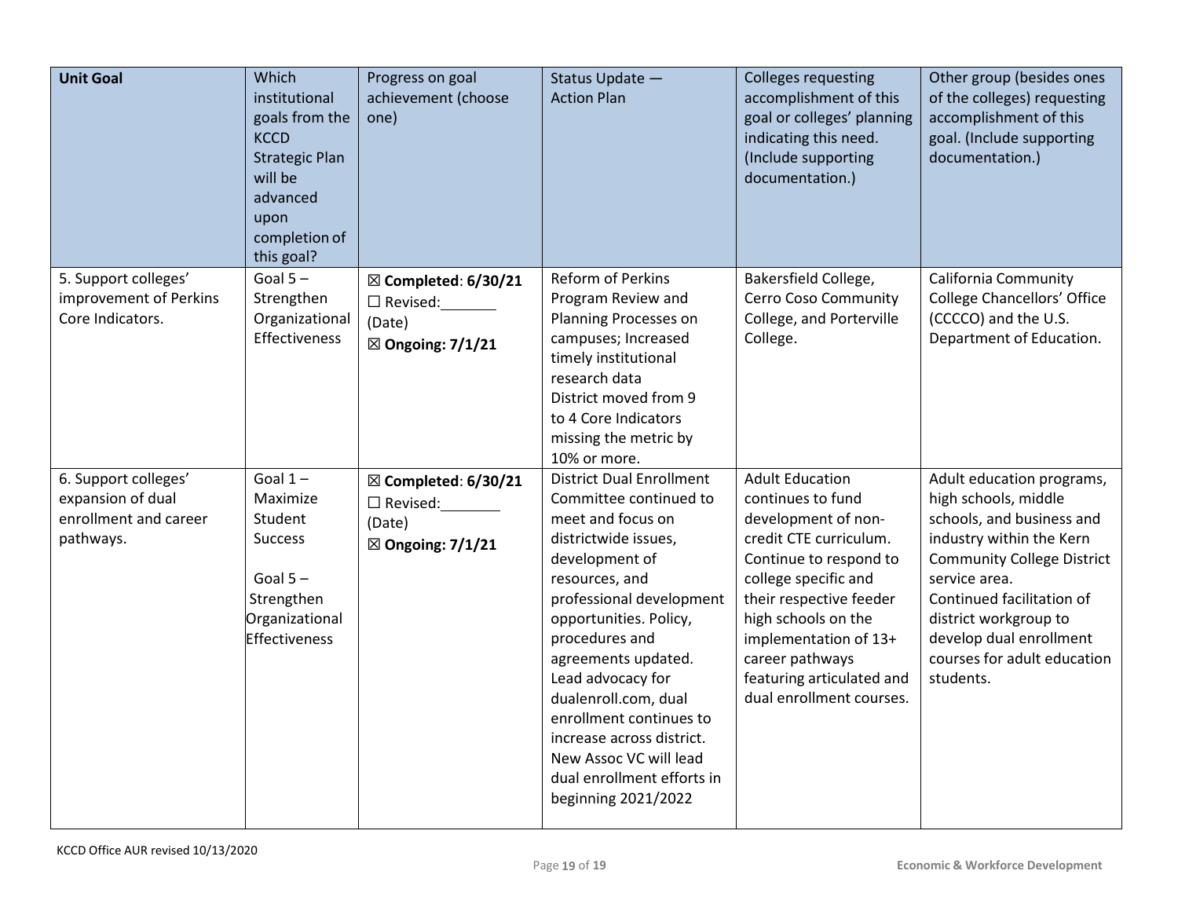| **Unit Goal** | Which institutional goals from the KCCD Strategic Plan will be advanced upon completion of this goal? | Progress on goal achievement (choose one) | Status Update — Action Plan | Colleges requesting accomplishment of this goal or colleges' planning indicating this need. (Include supporting documentation.) | Other group (besides ones of the colleges) requesting accomplishment of this goal. (Include supporting documentation.) |
|---|---|---|---|---|---|
| 5. Support colleges' improvement of Perkins Core Indicators. | Goal 5 – Strengthen Organizational Effectiveness | ☒ **Completed**: **6/30/21**<br>☐ Revised:_______ (Date)<br>☒ **Ongoing: 7/1/21** | Reform of Perkins Program Review and Planning Processes on campuses; Increased timely institutional research data District moved from 9 to 4 Core Indicators missing the metric by 10% or more. | Bakersfield College, Cerro Coso Community College, and Porterville College. | California Community College Chancellors' Office (CCCCO) and the U.S. Department of Education. |
| 6. Support colleges' expansion of dual enrollment and career pathways. | Goal 1 – Maximize Student Success<br><br>Goal 5 – Strengthen Organizational Effectiveness | ☒ **Completed**: **6/30/21**<br>☐ Revised:_______ (Date)<br>☒ **Ongoing: 7/1/21** | District Dual Enrollment Committee continued to meet and focus on districtwide issues, development of resources, and professional development opportunities. Policy, procedures and agreements updated. Lead advocacy for dualenroll.com, dual enrollment continues to increase across district. New Assoc VC will lead dual enrollment efforts in beginning 2021/2022 | Adult Education continues to fund development of non-credit CTE curriculum. Continue to respond to college specific and their respective feeder high schools on the implementation of 13+ career pathways featuring articulated and dual enrollment courses. | Adult education programs, high schools, middle schools, and business and industry within the Kern Community College District service area. Continued facilitation of district workgroup to develop dual enrollment courses for adult education students. |

KCCD Office AUR revised 10/13/2020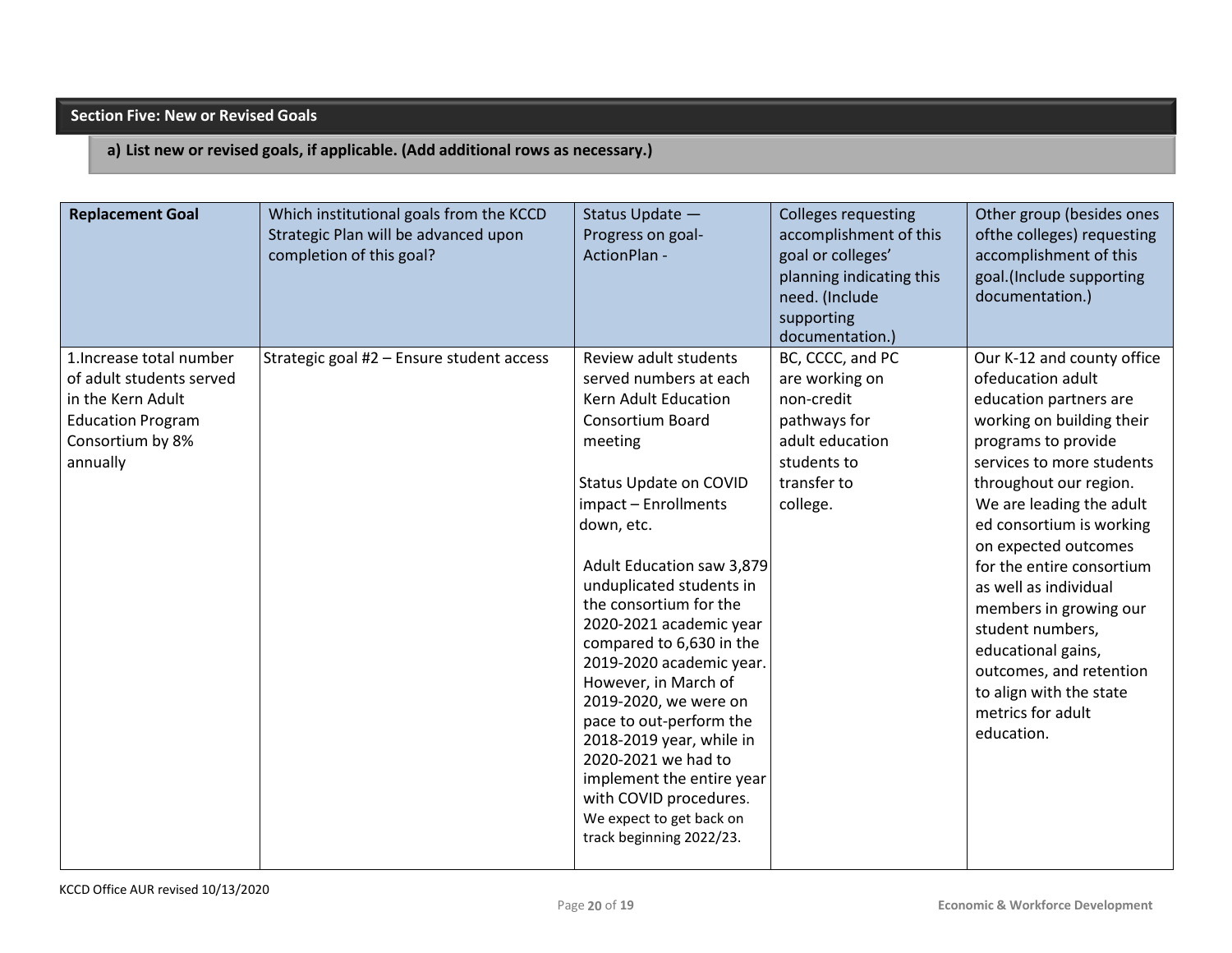## Section Five: New or Revised Goals

### a) List new or revised goals, if applicable. (Add additional rows as necessary.)

| **Replacement Goal** | Which institutional goals from the KCCD Strategic Plan will be advanced upon completion of this goal? | Status Update — Progress on goal- ActionPlan - | Colleges requesting accomplishment of this goal or colleges' planning indicating this need. (Include supporting documentation.) | Other group (besides ones ofthe colleges) requesting accomplishment of this goal.(Include supporting documentation.) |
|---|---|---|---|---|
| 1.Increase total number of adult students served in the Kern Adult Education Program Consortium by 8% annually | Strategic goal #2 – Ensure student access | Review adult students served numbers at each Kern Adult Education Consortium Board meeting<br><br>Status Update on COVID impact – Enrollments down, etc.<br><br>Adult Education saw 3,879 unduplicated students in the consortium for the 2020-2021 academic year compared to 6,630 in the 2019-2020 academic year. However, in March of 2019-2020, we were on pace to out-perform the 2018-2019 year, while in 2020-2021 we had to implement the entire year with COVID procedures. We expect to get back on track beginning 2022/23. | BC, CCCC, and PC are working on non-credit pathways for adult education students to transfer to college. | Our K-12 and county office ofeducation adult education partners are working on building their programs to provide services to more students throughout our region. We are leading the adult ed consortium is working on expected outcomes for the entire consortium as well as individual members in growing our student numbers, educational gains, outcomes, and retention to align with the state metrics for adult education. |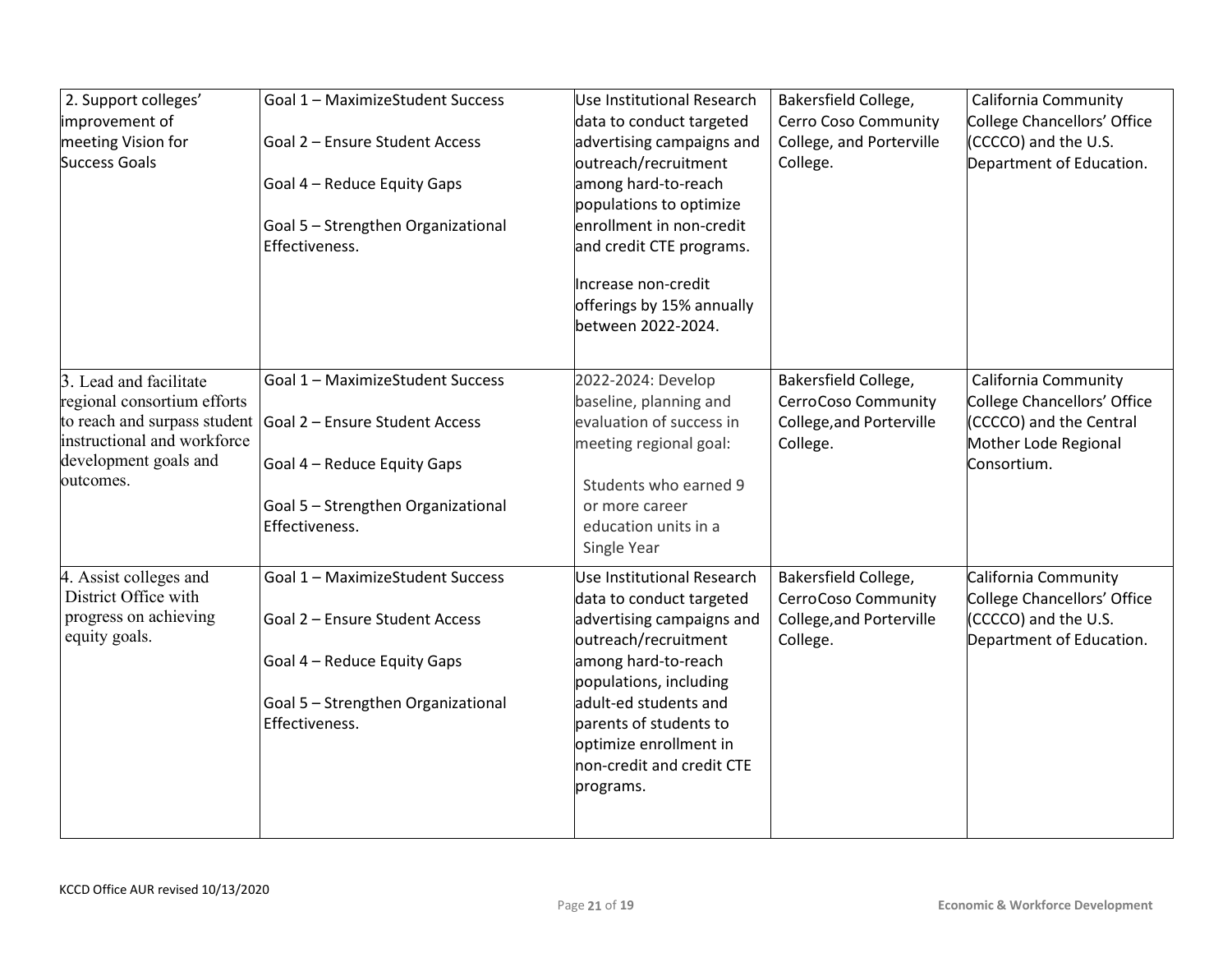| | | | | |
|---|---|---|---|---|
| 2. Support colleges' improvement of meeting Vision for Success Goals | Goal 1 – MaximizeStudent Success<br><br>Goal 2 – Ensure Student Access<br><br>Goal 4 – Reduce Equity Gaps<br><br>Goal 5 – Strengthen Organizational Effectiveness. | Use Institutional Research data to conduct targeted advertising campaigns and outreach/recruitment among hard-to-reach populations to optimize enrollment in non-credit and credit CTE programs.<br><br>Increase non-credit offerings by 15% annually between 2022-2024. | Bakersfield College, Cerro Coso Community College, and Porterville College. | California Community College Chancellors' Office (CCCCO) and the U.S. Department of Education. |
| 3. Lead and facilitate regional consortium efforts to reach and surpass student instructional and workforce development goals and outcomes. | Goal 1 – MaximizeStudent Success<br><br>Goal 2 – Ensure Student Access<br><br>Goal 4 – Reduce Equity Gaps<br><br>Goal 5 – Strengthen Organizational Effectiveness. | 2022-2024: Develop baseline, planning and evaluation of success in meeting regional goal:<br><br>Students who earned 9 or more career education units in a Single Year | Bakersfield College, CerroCoso Community College,and Porterville College. | California Community College Chancellors' Office (CCCCO) and the Central Mother Lode Regional Consortium. |
| 4. Assist colleges and District Office with progress on achieving equity goals. | Goal 1 – MaximizeStudent Success<br><br>Goal 2 – Ensure Student Access<br><br>Goal 4 – Reduce Equity Gaps<br><br>Goal 5 – Strengthen Organizational Effectiveness. | Use Institutional Research data to conduct targeted advertising campaigns and outreach/recruitment among hard-to-reach populations, including adult-ed students and parents of students to optimize enrollment in non-credit and credit CTE programs. | Bakersfield College, CerroCoso Community College,and Porterville College. | California Community College Chancellors' Office (CCCCO) and the U.S. Department of Education. |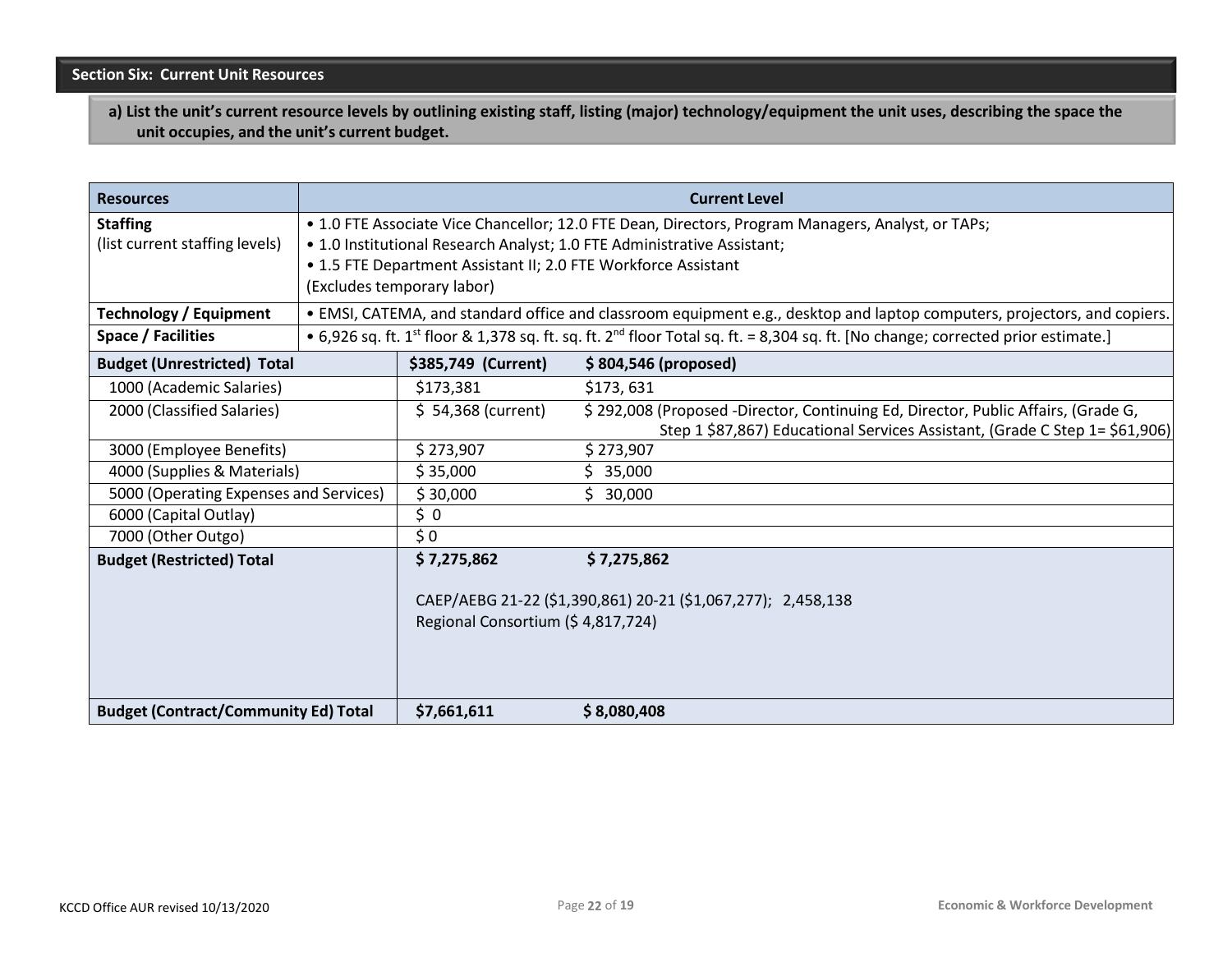## Section Six: Current Unit Resources

**a) List the unit's current resource levels by outlining existing staff, listing (major) technology/equipment the unit uses, describing the space the unit occupies, and the unit's current budget.**

| Resources | Current Level | |
|---|---|---|
| **Staffing** (list current staffing levels) | • 1.0 FTE Associate Vice Chancellor; 12.0 FTE Dean, Directors, Program Managers, Analyst, or TAPs; • 1.0 Institutional Research Analyst; 1.0 FTE Administrative Assistant; • 1.5 FTE Department Assistant II; 2.0 FTE Workforce Assistant (Excludes temporary labor) | |
| **Technology / Equipment** | • EMSI, CATEMA, and standard office and classroom equipment e.g., desktop and laptop computers, projectors, and copiers. | |
| **Space / Facilities** | • 6,926 sq. ft. 1st floor & 1,378 sq. ft. sq. ft. 2nd floor Total sq. ft. = 8,304 sq. ft. [No change; corrected prior estimate.] | |
| **Budget (Unrestricted) Total** | **$385,749 (Current)** | **$ 804,546 (proposed)** |
| 1000 (Academic Salaries) | $173,381 | $173, 631 |
| 2000 (Classified Salaries) | $ 54,368 (current) | $ 292,008 (Proposed -Director, Continuing Ed, Director, Public Affairs, (Grade G, Step 1 $87,867) Educational Services Assistant, (Grade C Step 1= $61,906) |
| 3000 (Employee Benefits) | $ 273,907 | $ 273,907 |
| 4000 (Supplies & Materials) | $ 35,000 | $ 35,000 |
| 5000 (Operating Expenses and Services) | $ 30,000 | $ 30,000 |
| 6000 (Capital Outlay) | $ 0 | |
| 7000 (Other Outgo) | $ 0 | |
| **Budget (Restricted) Total** | **$ 7,275,862** CAEP/AEBG 21-22 ($1,390,861) 20-21 ($1,067,277); 2,458,138 Regional Consortium ($ 4,817,724) | **$ 7,275,862** |
| **Budget (Contract/Community Ed) Total** | **$7,661,611** | **$ 8,080,408** |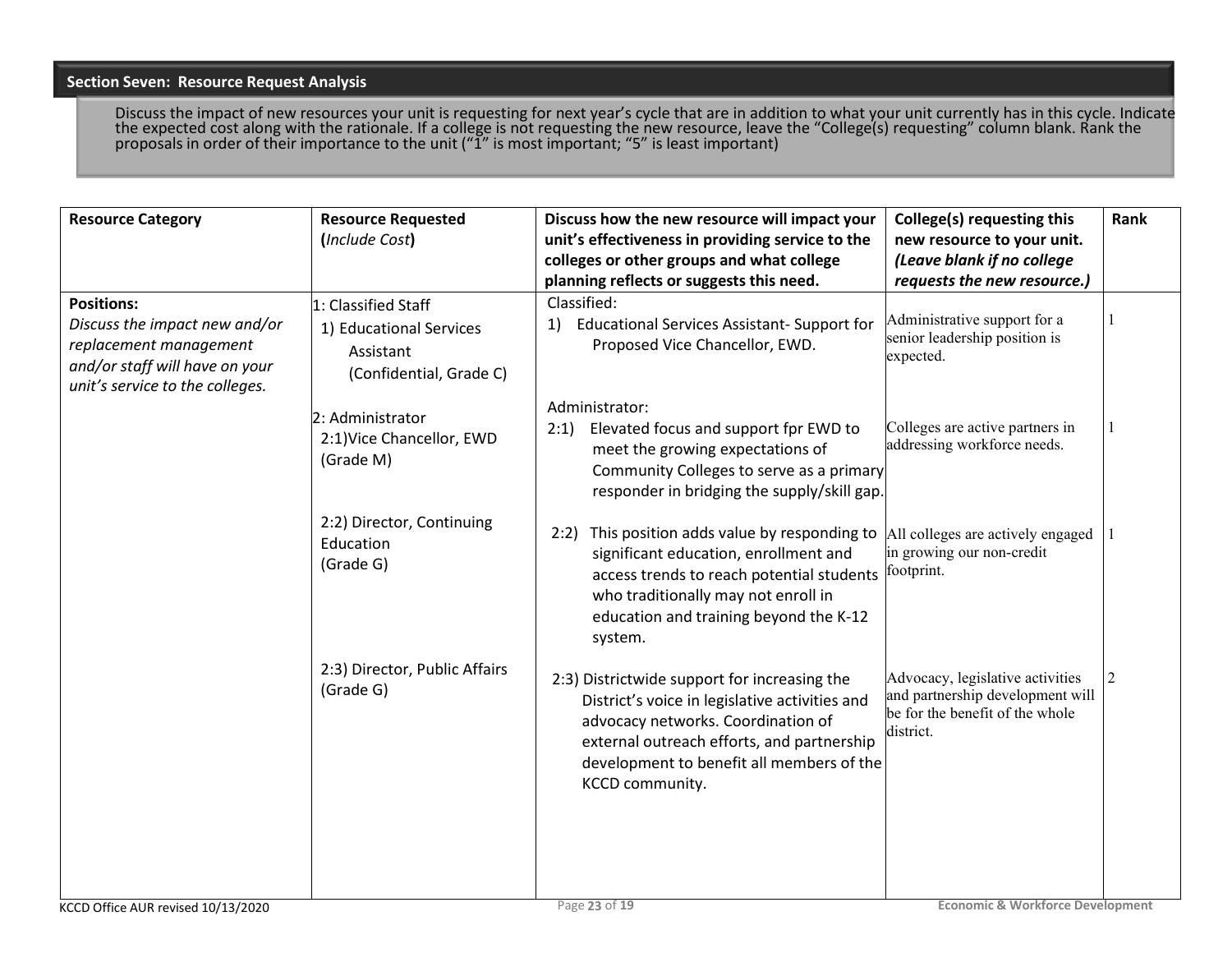## Section Seven: Resource Request Analysis

Discuss the impact of new resources your unit is requesting for next year's cycle that are in addition to what your unit currently has in this cycle. Indicate the expected cost along with the rationale. If a college is not requesting the new resource, leave the "College(s) requesting" column blank. Rank the proposals in order of their importance to the unit ("1" is most important; "5" is least important)

| Resource Category | Resource Requested (*Include Cost*) | Discuss how the new resource will impact your unit's effectiveness in providing service to the colleges or other groups and what college planning reflects or suggests this need. | College(s) requesting this new resource to your unit. *(Leave blank if no college requests the new resource.)* | Rank |
|---|---|---|---|---|
| **Positions:** *Discuss the impact new and/or replacement management and/or staff will have on your unit's service to the colleges.* | 1: Classified Staff<br>1) Educational Services Assistant (Confidential, Grade C) | Classified:<br>1) Educational Services Assistant- Support for Proposed Vice Chancellor, EWD. | Administrative support for a senior leadership position is expected. | 1 |
| | 2: Administrator<br>2:1)Vice Chancellor, EWD (Grade M) | Administrator:<br>2:1) Elevated focus and support fpr EWD to meet the growing expectations of Community Colleges to serve as a primary responder in bridging the supply/skill gap. | Colleges are active partners in addressing workforce needs. | 1 |
| | 2:2) Director, Continuing Education (Grade G) | 2:2) This position adds value by responding to significant education, enrollment and access trends to reach potential students who traditionally may not enroll in education and training beyond the K-12 system. | All colleges are actively engaged in growing our non-credit footprint. | 1 |
| | 2:3) Director, Public Affairs (Grade G) | 2:3) Districtwide support for increasing the District's voice in legislative activities and advocacy networks. Coordination of external outreach efforts, and partnership development to benefit all members of the KCCD community. | Advocacy, legislative activities and partnership development will be for the benefit of the whole district. | 2 |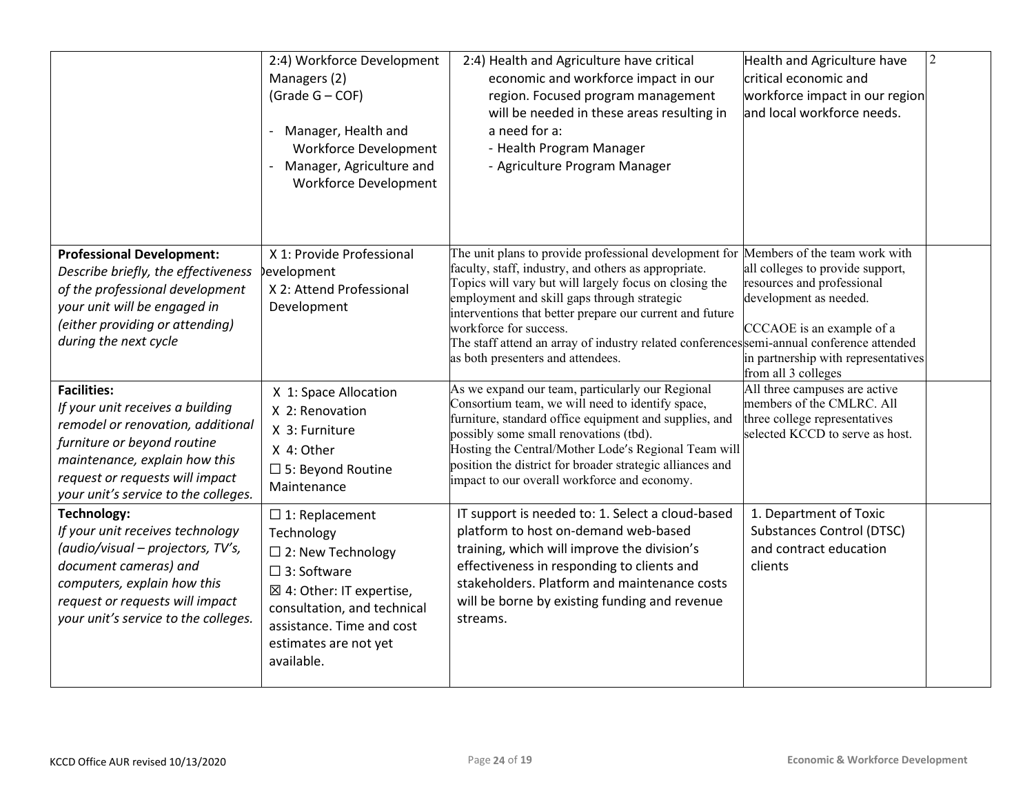| | | | | |
|---|---|---|---|---|
| | 2:4) Workforce Development Managers (2)<br>(Grade G – COF)<br><br>- Manager, Health and Workforce Development<br>- Manager, Agriculture and Workforce Development | 2:4) Health and Agriculture have critical economic and workforce impact in our region. Focused program management will be needed in these areas resulting in a need for a:<br>- Health Program Manager<br>- Agriculture Program Manager | Health and Agriculture have critical economic and workforce impact in our region and local workforce needs. | 2 |
| **Professional Development:**<br>*Describe briefly, the effectiveness of the professional development your unit will be engaged in (either providing or attending) during the next cycle* | X 1: Provide Professional Development<br>X 2: Attend Professional Development | The unit plans to provide professional development for faculty, staff, industry, and others as appropriate. Topics will vary but will largely focus on closing the employment and skill gaps through strategic interventions that better prepare our current and future workforce for success.<br>The staff attend an array of industry related conferences as both presenters and attendees. | Members of the team work with all colleges to provide support, resources and professional development as needed.<br><br>CCCAOE is an example of a semi-annual conference attended in partnership with representatives from all 3 colleges | |
| **Facilities:**<br>*If your unit receives a building remodel or renovation, additional furniture or beyond routine maintenance, explain how this request or requests will impact your unit's service to the colleges.* | X 1: Space Allocation<br>X 2: Renovation<br>X 3: Furniture<br>X 4: Other<br>☐ 5: Beyond Routine Maintenance | As we expand our team, particularly our Regional Consortium team, we will need to identify space, furniture, standard office equipment and supplies, and possibly some small renovations (tbd).<br>Hosting the Central/Mother Lode's Regional Team will position the district for broader strategic alliances and impact to our overall workforce and economy. | All three campuses are active members of the CMLRC. All three college representatives selected KCCD to serve as host. | |
| **Technology:**<br>*If your unit receives technology (audio/visual – projectors, TV's, document cameras) and computers, explain how this request or requests will impact your unit's service to the colleges.* | ☐ 1: Replacement Technology<br>☐ 2: New Technology<br>☐ 3: Software<br>☒ 4: Other: IT expertise, consultation, and technical assistance. Time and cost estimates are not yet available. | IT support is needed to: 1. Select a cloud-based platform to host on-demand web-based training, which will improve the division's effectiveness in responding to clients and stakeholders. Platform and maintenance costs will be borne by existing funding and revenue streams. | 1. Department of Toxic Substances Control (DTSC) and contract education clients | |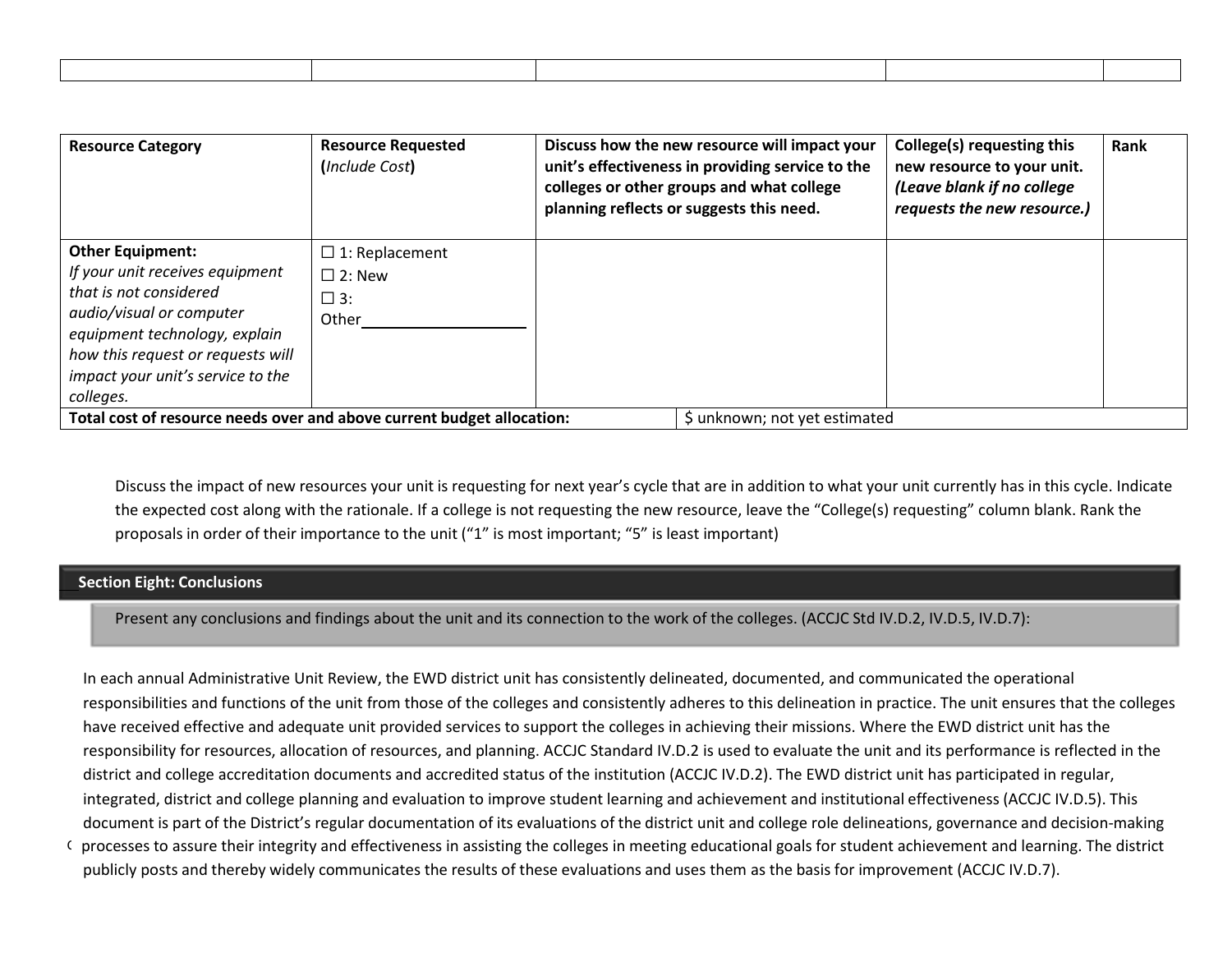| | | | | |
|---|---|---|---|---|
| | | | | |

| Resource Category | Resource Requested (*Include Cost*) | Discuss how the new resource will impact your unit's effectiveness in providing service to the colleges or other groups and what college planning reflects or suggests this need. | College(s) requesting this new resource to your unit. *(Leave blank if no college requests the new resource.)* | Rank |
|---|---|---|---|---|
| **Other Equipment:** *If your unit receives equipment that is not considered audio/visual or computer equipment technology, explain how this request or requests will impact your unit's service to the colleges.* | ☐ 1: Replacement<br>☐ 2: New<br>☐ 3: Other___________ | | | |
| **Total cost of resource needs over and above current budget allocation:** | | $ unknown; not yet estimated | | |

Discuss the impact of new resources your unit is requesting for next year's cycle that are in addition to what your unit currently has in this cycle. Indicate the expected cost along with the rationale. If a college is not requesting the new resource, leave the "College(s) requesting" column blank. Rank the proposals in order of their importance to the unit ("1" is most important; "5" is least important)

## Section Eight: Conclusions

Present any conclusions and findings about the unit and its connection to the work of the colleges. (ACCJC Std IV.D.2, IV.D.5, IV.D.7):

In each annual Administrative Unit Review, the EWD district unit has consistently delineated, documented, and communicated the operational responsibilities and functions of the unit from those of the colleges and consistently adheres to this delineation in practice. The unit ensures that the colleges have received effective and adequate unit provided services to support the colleges in achieving their missions. Where the EWD district unit has the responsibility for resources, allocation of resources, and planning. ACCJC Standard IV.D.2 is used to evaluate the unit and its performance is reflected in the district and college accreditation documents and accredited status of the institution (ACCJC IV.D.2). The EWD district unit has participated in regular, integrated, district and college planning and evaluation to improve student learning and achievement and institutional effectiveness (ACCJC IV.D.5). This document is part of the District's regular documentation of its evaluations of the district unit and college role delineations, governance and decision-making processes to assure their integrity and effectiveness in assisting the colleges in meeting educational goals for student achievement and learning. The district publicly posts and thereby widely communicates the results of these evaluations and uses them as the basis for improvement (ACCJC IV.D.7).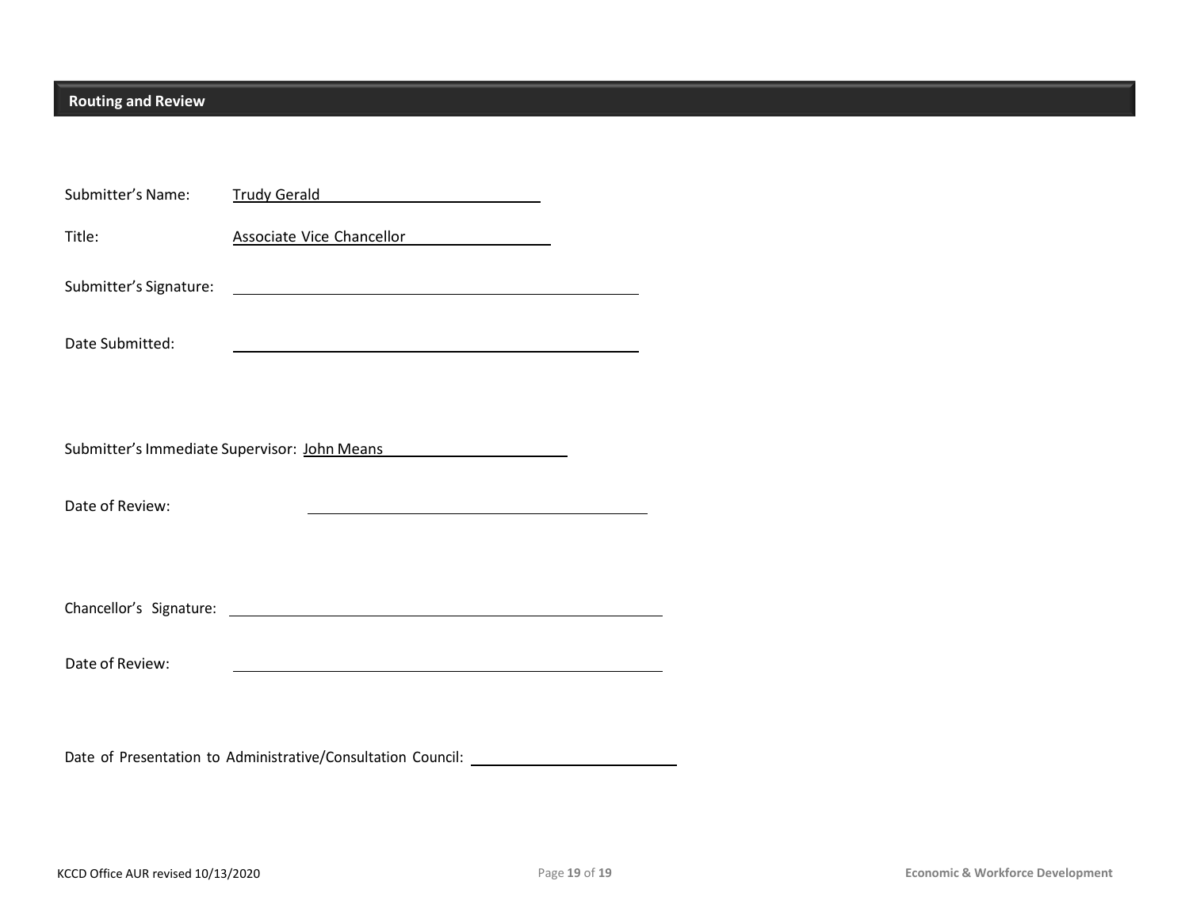## Routing and Review

Submitter's Name: Trudy Gerald

Title: Associate Vice Chancellor

Submitter's Signature: ____________________

Date Submitted: ____________________

Submitter's Immediate Supervisor: John Means

Date of Review: ____________________

Chancellor's Signature: ____________________

Date of Review: ____________________

Date of Presentation to Administrative/Consultation Council: ____________________